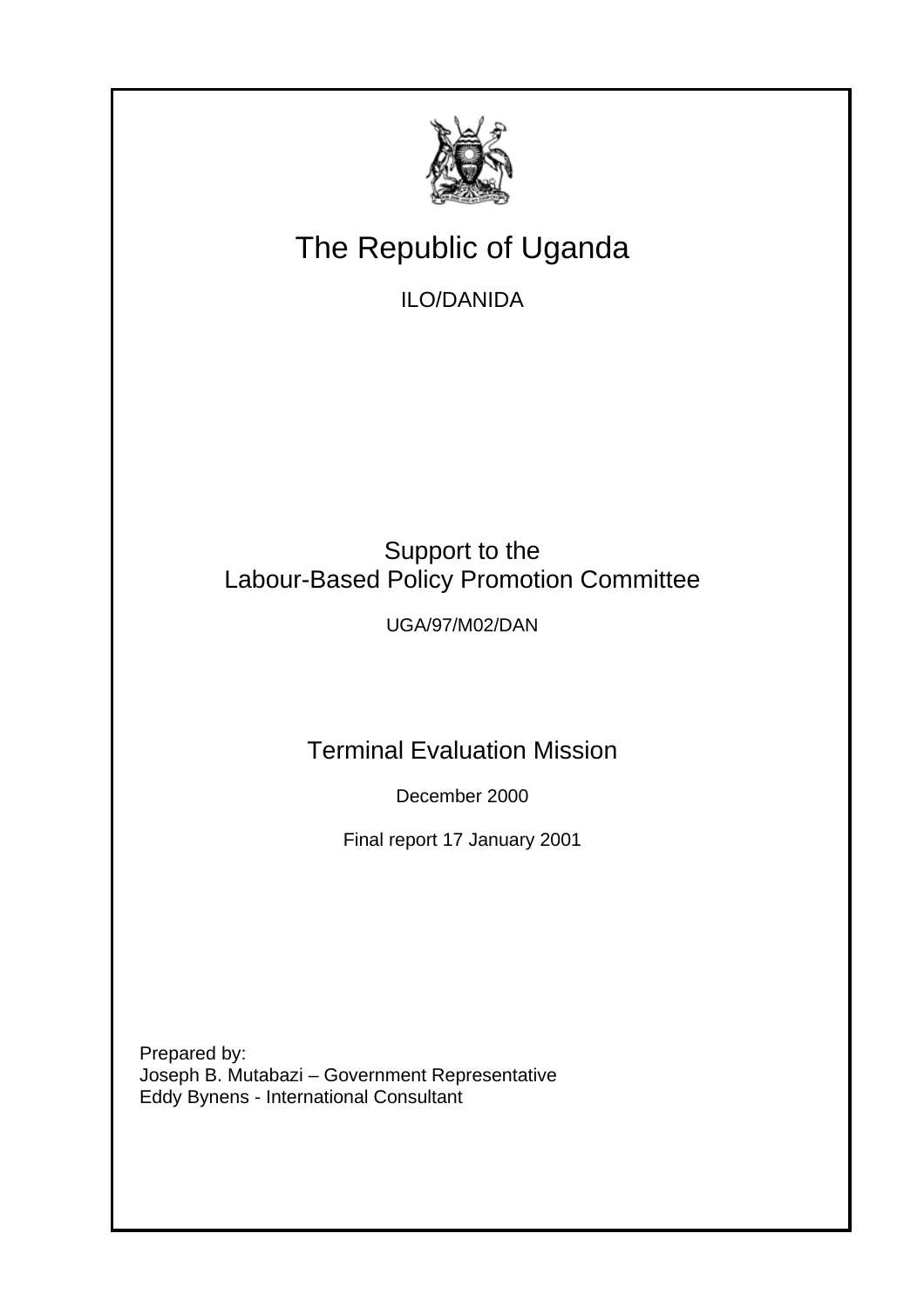# The Republic of Uganda

ILO/DANIDA

## Support to the Labour-Based Policy Promotion Committee

UGA/97/M02/DAN

## Terminal Evaluation Mission

December 2000

Final report 17 January 2001

Prepared by:
Joseph B. Mutabazi – Government Representative
Eddy Bynens - International Consultant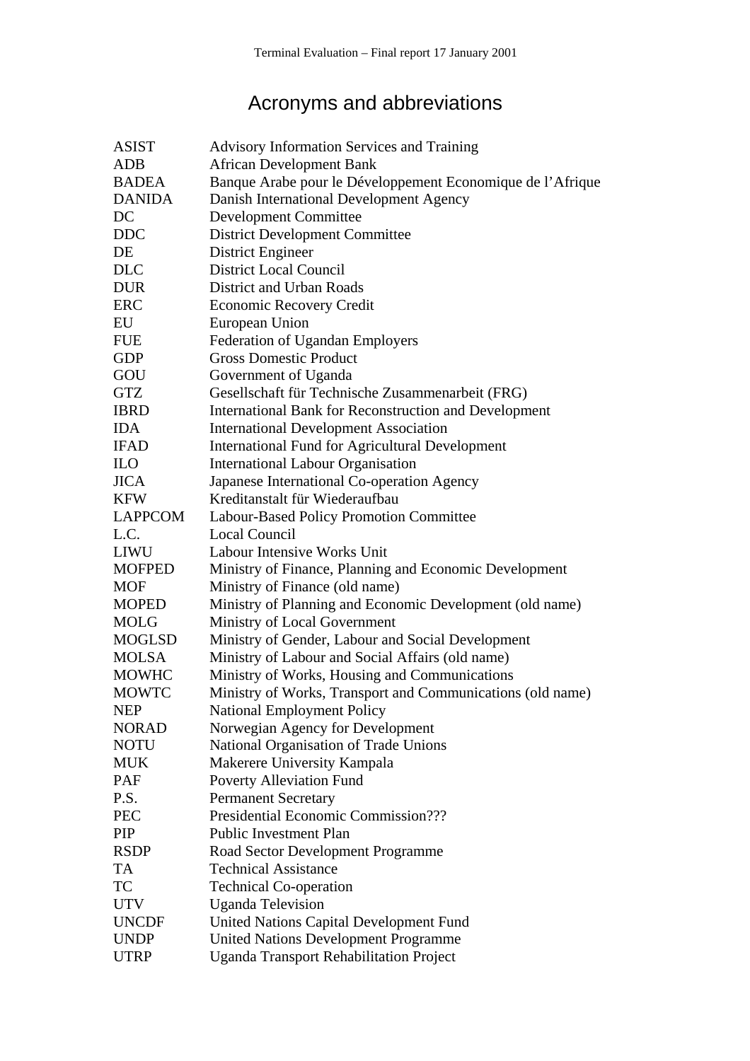# Acronyms and abbreviations

| | |
|---|---|
| ASIST | Advisory Information Services and Training |
| ADB | African Development Bank |
| BADEA | Banque Arabe pour le Développement Economique de l’Afrique |
| DANIDA | Danish International Development Agency |
| DC | Development Committee |
| DDC | District Development Committee |
| DE | District Engineer |
| DLC | District Local Council |
| DUR | District and Urban Roads |
| ERC | Economic Recovery Credit |
| EU | European Union |
| FUE | Federation of Ugandan Employers |
| GDP | Gross Domestic Product |
| GOU | Government of Uganda |
| GTZ | Gesellschaft für Technische Zusammenarbeit (FRG) |
| IBRD | International Bank for Reconstruction and Development |
| IDA | International Development Association |
| IFAD | International Fund for Agricultural Development |
| ILO | International Labour Organisation |
| JICA | Japanese International Co-operation Agency |
| KFW | Kreditanstalt für Wiederaufbau |
| LAPPCOM | Labour-Based Policy Promotion Committee |
| L.C. | Local Council |
| LIWU | Labour Intensive Works Unit |
| MOFPED | Ministry of Finance, Planning and Economic Development |
| MOF | Ministry of Finance (old name) |
| MOPED | Ministry of Planning and Economic Development (old name) |
| MOLG | Ministry of Local Government |
| MOGLSD | Ministry of Gender, Labour and Social Development |
| MOLSA | Ministry of Labour and Social Affairs (old name) |
| MOWHC | Ministry of Works, Housing and Communications |
| MOWTC | Ministry of Works, Transport and Communications (old name) |
| NEP | National Employment Policy |
| NORAD | Norwegian Agency for Development |
| NOTU | National Organisation of Trade Unions |
| MUK | Makerere University Kampala |
| PAF | Poverty Alleviation Fund |
| P.S. | Permanent Secretary |
| PEC | Presidential Economic Commission??? |
| PIP | Public Investment Plan |
| RSDP | Road Sector Development Programme |
| TA | Technical Assistance |
| TC | Technical Co-operation |
| UTV | Uganda Television |
| UNCDF | United Nations Capital Development Fund |
| UNDP | United Nations Development Programme |
| UTRP | Uganda Transport Rehabilitation Project |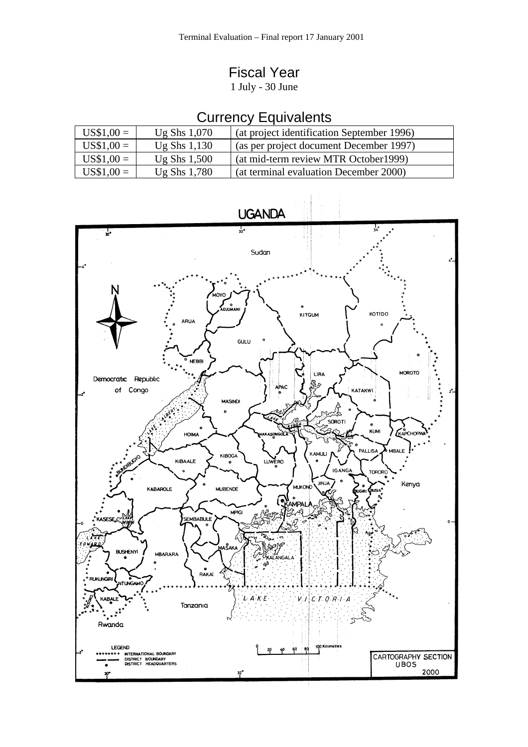## Fiscal Year

1 July - 30 June

## Currency Equivalents

| | | |
|---|---|---|
| US$1,00 = | Ug Shs 1,070 | (at project identification September 1996) |
| US$1,00 = | Ug Shs 1,130 | (as per project document December 1997) |
| US$1,00 = | Ug Shs 1,500 | (at mid-term review MTR October1999) |
| US$1,00 = | Ug Shs 1,780 | (at terminal evaluation December 2000) |

UGANDA

Sudan

Democratic Republic of Congo

Kenya

Tanzania

Rwanda

LAKE VICTORIA

MOYO, ADJUMANI, ARUA, KITGUM, KOTIDO, GULU, NEBBI, LIRA, MOROTO, APAC, KATAKWI, MASINDI, SOROTI, KUMI, KAPCHORWA, HOIMA, NAKASONGOLA, PALLISA, MBALE, BUNDIBUGYO, KIBAALE, KIBOGA, LUWERO, KAMULI, IGANGA, TORORO, KABAROLE, MUBENDE, MUKONO, JINJA, BUGIRI, BUSIA, KAMPALA, MPIGI, KASESE, SEMBABULE, MASAKA, KALANGALA, BUSHENYI, MBARARA, RAKAI, RUKUNGIRI, NTUNGAMO, KABALE, KISORO

LEGEND
- INTERNATIONAL BOUNDARY
- DISTRICT BOUNDARY
- DISTRICT HEADQUARTERS

0 20 40 60 80 100 Kilometres

CARTOGRAPHY SECTION
UBOS
2000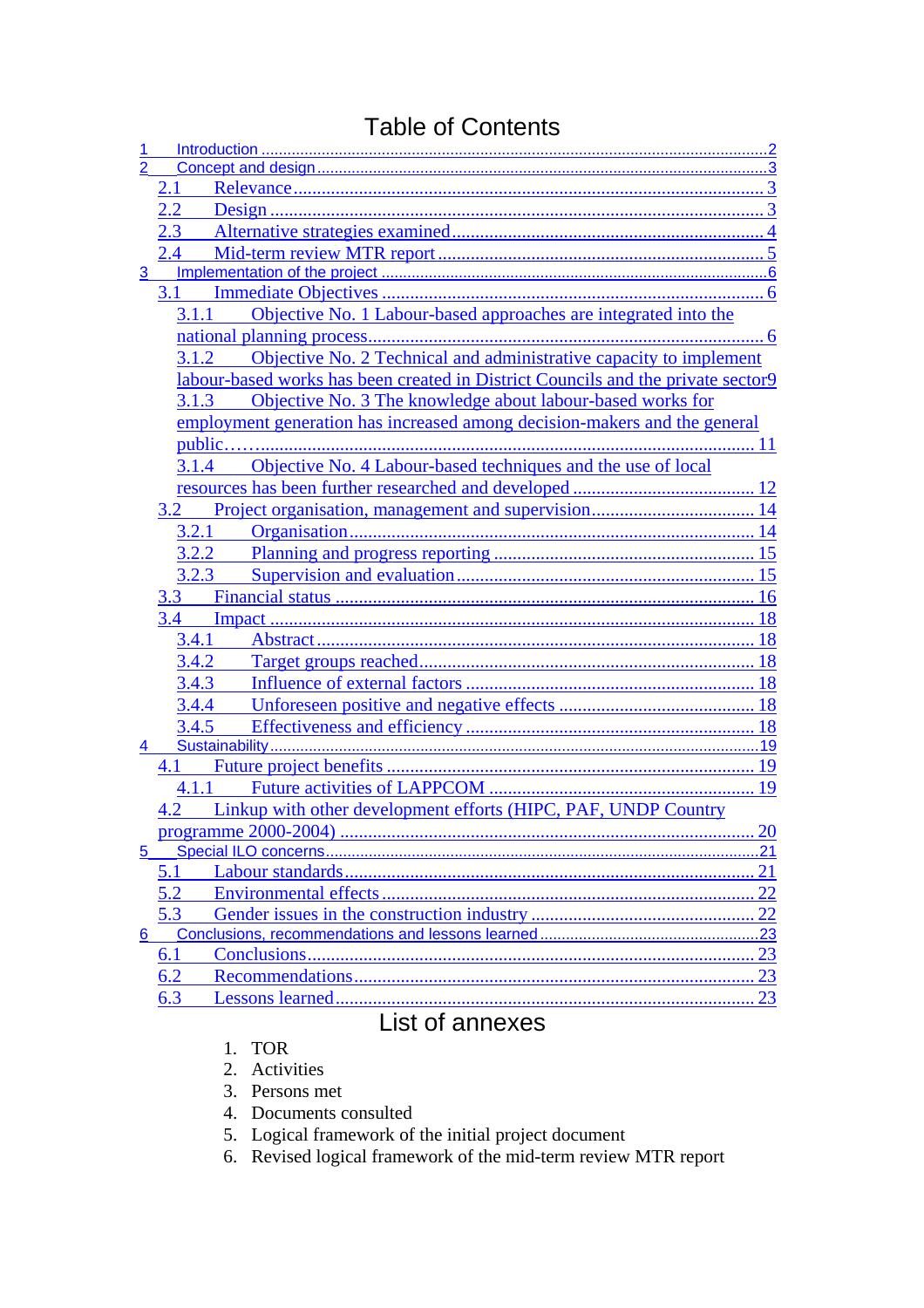# Table of Contents

1 Introduction ... 2
2 Concept and design ... 3
- 2.1 Relevance ... 3
- 2.2 Design ... 3
- 2.3 Alternative strategies examined ... 4
- 2.4 Mid-term review MTR report ... 5

3 Implementation of the project ... 6
- 3.1 Immediate Objectives ... 6
  - 3.1.1 Objective No. 1 Labour-based approaches are integrated into the national planning process ... 6
  - 3.1.2 Objective No. 2 Technical and administrative capacity to implement labour-based works has been created in District Councils and the private sector 9
  - 3.1.3 Objective No. 3 The knowledge about labour-based works for employment generation has increased among decision-makers and the general public…... 11
  - 3.1.4 Objective No. 4 Labour-based techniques and the use of local resources has been further researched and developed ... 12
- 3.2 Project organisation, management and supervision ... 14
  - 3.2.1 Organisation ... 14
  - 3.2.2 Planning and progress reporting ... 15
  - 3.2.3 Supervision and evaluation ... 15
- 3.3 Financial status ... 16
- 3.4 Impact ... 18
  - 3.4.1 Abstract ... 18
  - 3.4.2 Target groups reached ... 18
  - 3.4.3 Influence of external factors ... 18
  - 3.4.4 Unforeseen positive and negative effects ... 18
  - 3.4.5 Effectiveness and efficiency ... 18

4 Sustainability ... 19
- 4.1 Future project benefits ... 19
  - 4.1.1 Future activities of LAPPCOM ... 19
- 4.2 Linkup with other development efforts (HIPC, PAF, UNDP Country programme 2000-2004) ... 20

5 Special ILO concerns ... 21
- 5.1 Labour standards ... 21
- 5.2 Environmental effects ... 22
- 5.3 Gender issues in the construction industry ... 22

6 Conclusions, recommendations and lessons learned ... 23
- 6.1 Conclusions ... 23
- 6.2 Recommendations ... 23
- 6.3 Lessons learned ... 23

# List of annexes

1. TOR
2. Activities
3. Persons met
4. Documents consulted
5. Logical framework of the initial project document
6. Revised logical framework of the mid-term review MTR report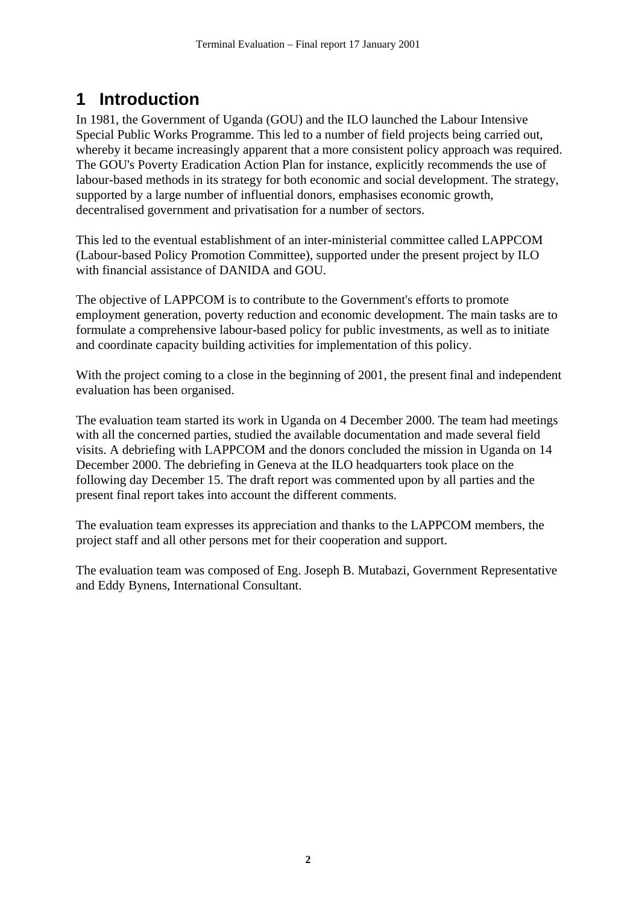# 1 Introduction

In 1981, the Government of Uganda (GOU) and the ILO launched the Labour Intensive Special Public Works Programme. This led to a number of field projects being carried out, whereby it became increasingly apparent that a more consistent policy approach was required. The GOU's Poverty Eradication Action Plan for instance, explicitly recommends the use of labour-based methods in its strategy for both economic and social development. The strategy, supported by a large number of influential donors, emphasises economic growth, decentralised government and privatisation for a number of sectors.

This led to the eventual establishment of an inter-ministerial committee called LAPPCOM (Labour-based Policy Promotion Committee), supported under the present project by ILO with financial assistance of DANIDA and GOU.

The objective of LAPPCOM is to contribute to the Government's efforts to promote employment generation, poverty reduction and economic development. The main tasks are to formulate a comprehensive labour-based policy for public investments, as well as to initiate and coordinate capacity building activities for implementation of this policy.

With the project coming to a close in the beginning of 2001, the present final and independent evaluation has been organised.

The evaluation team started its work in Uganda on 4 December 2000. The team had meetings with all the concerned parties, studied the available documentation and made several field visits. A debriefing with LAPPCOM and the donors concluded the mission in Uganda on 14 December 2000. The debriefing in Geneva at the ILO headquarters took place on the following day December 15. The draft report was commented upon by all parties and the present final report takes into account the different comments.

The evaluation team expresses its appreciation and thanks to the LAPPCOM members, the project staff and all other persons met for their cooperation and support.

The evaluation team was composed of Eng. Joseph B. Mutabazi, Government Representative and Eddy Bynens, International Consultant.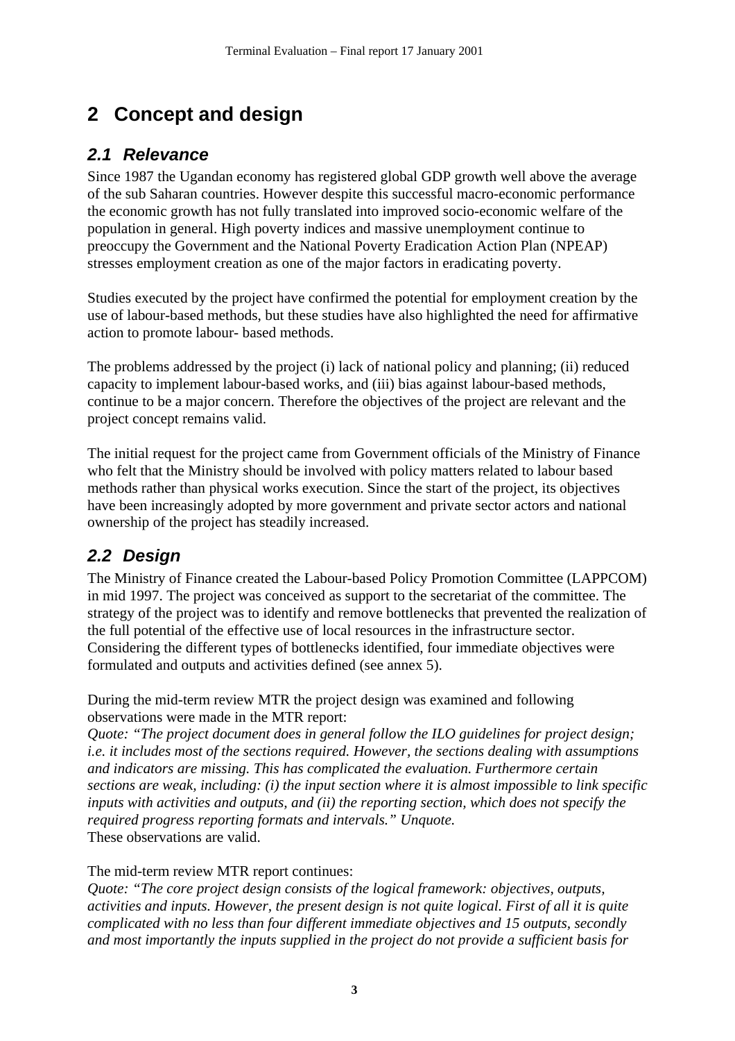# 2 Concept and design

## 2.1 Relevance

Since 1987 the Ugandan economy has registered global GDP growth well above the average of the sub Saharan countries. However despite this successful macro-economic performance the economic growth has not fully translated into improved socio-economic welfare of the population in general. High poverty indices and massive unemployment continue to preoccupy the Government and the National Poverty Eradication Action Plan (NPEAP) stresses employment creation as one of the major factors in eradicating poverty.

Studies executed by the project have confirmed the potential for employment creation by the use of labour-based methods, but these studies have also highlighted the need for affirmative action to promote labour- based methods.

The problems addressed by the project (i) lack of national policy and planning; (ii) reduced capacity to implement labour-based works, and (iii) bias against labour-based methods, continue to be a major concern. Therefore the objectives of the project are relevant and the project concept remains valid.

The initial request for the project came from Government officials of the Ministry of Finance who felt that the Ministry should be involved with policy matters related to labour based methods rather than physical works execution. Since the start of the project, its objectives have been increasingly adopted by more government and private sector actors and national ownership of the project has steadily increased.

## 2.2 Design

The Ministry of Finance created the Labour-based Policy Promotion Committee (LAPPCOM) in mid 1997. The project was conceived as support to the secretariat of the committee. The strategy of the project was to identify and remove bottlenecks that prevented the realization of the full potential of the effective use of local resources in the infrastructure sector. Considering the different types of bottlenecks identified, four immediate objectives were formulated and outputs and activities defined (see annex 5).

During the mid-term review MTR the project design was examined and following observations were made in the MTR report:
*Quote: "The project document does in general follow the ILO guidelines for project design; i.e. it includes most of the sections required. However, the sections dealing with assumptions and indicators are missing. This has complicated the evaluation. Furthermore certain sections are weak, including: (i) the input section where it is almost impossible to link specific inputs with activities and outputs, and (ii) the reporting section, which does not specify the required progress reporting formats and intervals." Unquote.*
These observations are valid.

The mid-term review MTR report continues:
*Quote: "The core project design consists of the logical framework: objectives, outputs, activities and inputs. However, the present design is not quite logical. First of all it is quite complicated with no less than four different immediate objectives and 15 outputs, secondly and most importantly the inputs supplied in the project do not provide a sufficient basis for*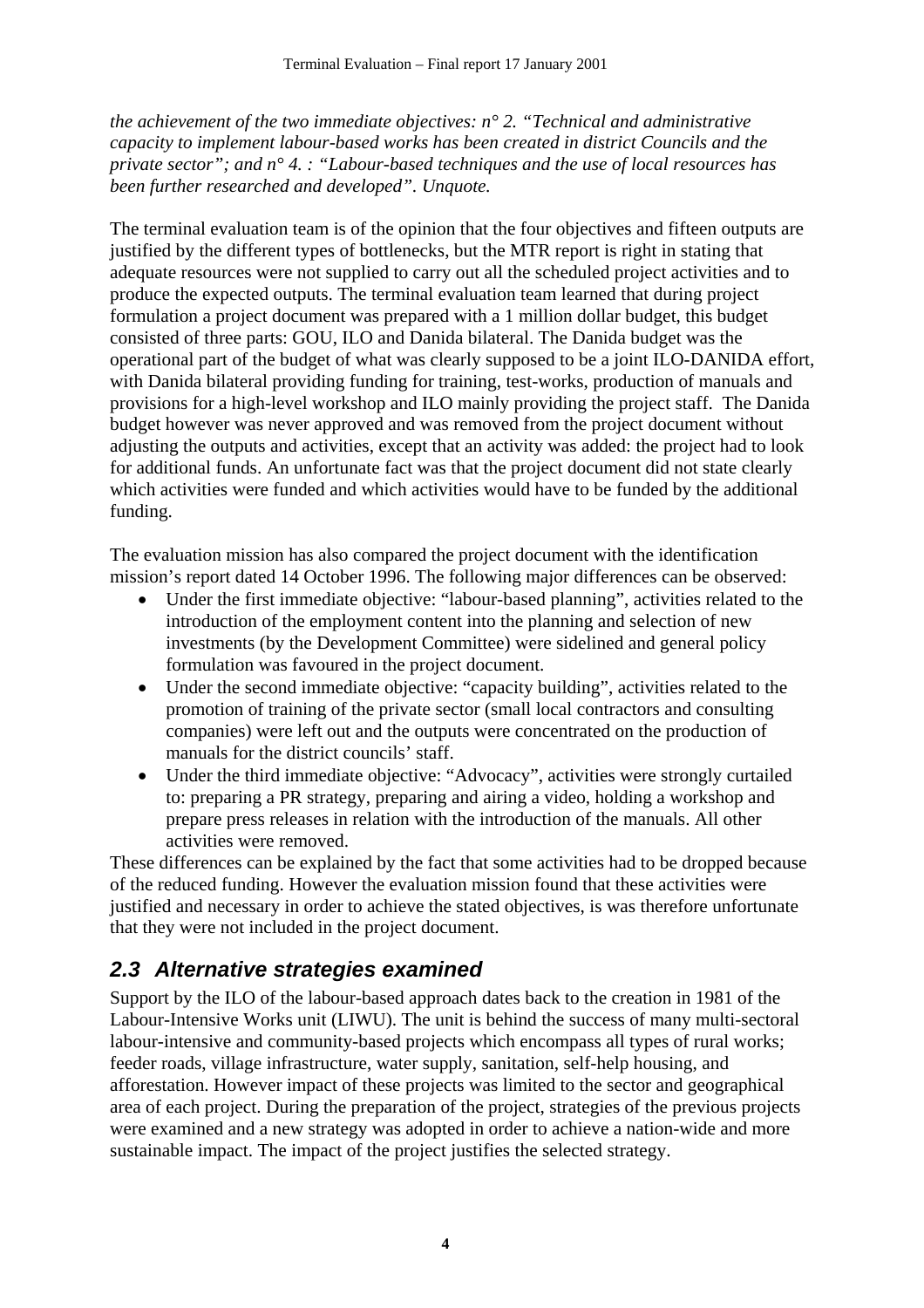*the achievement of the two immediate objectives: n° 2. "Technical and administrative capacity to implement labour-based works has been created in district Councils and the private sector"; and n° 4. : "Labour-based techniques and the use of local resources has been further researched and developed". Unquote.*

The terminal evaluation team is of the opinion that the four objectives and fifteen outputs are justified by the different types of bottlenecks, but the MTR report is right in stating that adequate resources were not supplied to carry out all the scheduled project activities and to produce the expected outputs. The terminal evaluation team learned that during project formulation a project document was prepared with a 1 million dollar budget, this budget consisted of three parts: GOU, ILO and Danida bilateral. The Danida budget was the operational part of the budget of what was clearly supposed to be a joint ILO-DANIDA effort, with Danida bilateral providing funding for training, test-works, production of manuals and provisions for a high-level workshop and ILO mainly providing the project staff. The Danida budget however was never approved and was removed from the project document without adjusting the outputs and activities, except that an activity was added: the project had to look for additional funds. An unfortunate fact was that the project document did not state clearly which activities were funded and which activities would have to be funded by the additional funding.

The evaluation mission has also compared the project document with the identification mission's report dated 14 October 1996. The following major differences can be observed:

- Under the first immediate objective: "labour-based planning", activities related to the introduction of the employment content into the planning and selection of new investments (by the Development Committee) were sidelined and general policy formulation was favoured in the project document.
- Under the second immediate objective: "capacity building", activities related to the promotion of training of the private sector (small local contractors and consulting companies) were left out and the outputs were concentrated on the production of manuals for the district councils' staff.
- Under the third immediate objective: "Advocacy", activities were strongly curtailed to: preparing a PR strategy, preparing and airing a video, holding a workshop and prepare press releases in relation with the introduction of the manuals. All other activities were removed.

These differences can be explained by the fact that some activities had to be dropped because of the reduced funding. However the evaluation mission found that these activities were justified and necessary in order to achieve the stated objectives, is was therefore unfortunate that they were not included in the project document.

## 2.3 Alternative strategies examined

Support by the ILO of the labour-based approach dates back to the creation in 1981 of the Labour-Intensive Works unit (LIWU). The unit is behind the success of many multi-sectoral labour-intensive and community-based projects which encompass all types of rural works; feeder roads, village infrastructure, water supply, sanitation, self-help housing, and afforestation. However impact of these projects was limited to the sector and geographical area of each project. During the preparation of the project, strategies of the previous projects were examined and a new strategy was adopted in order to achieve a nation-wide and more sustainable impact. The impact of the project justifies the selected strategy.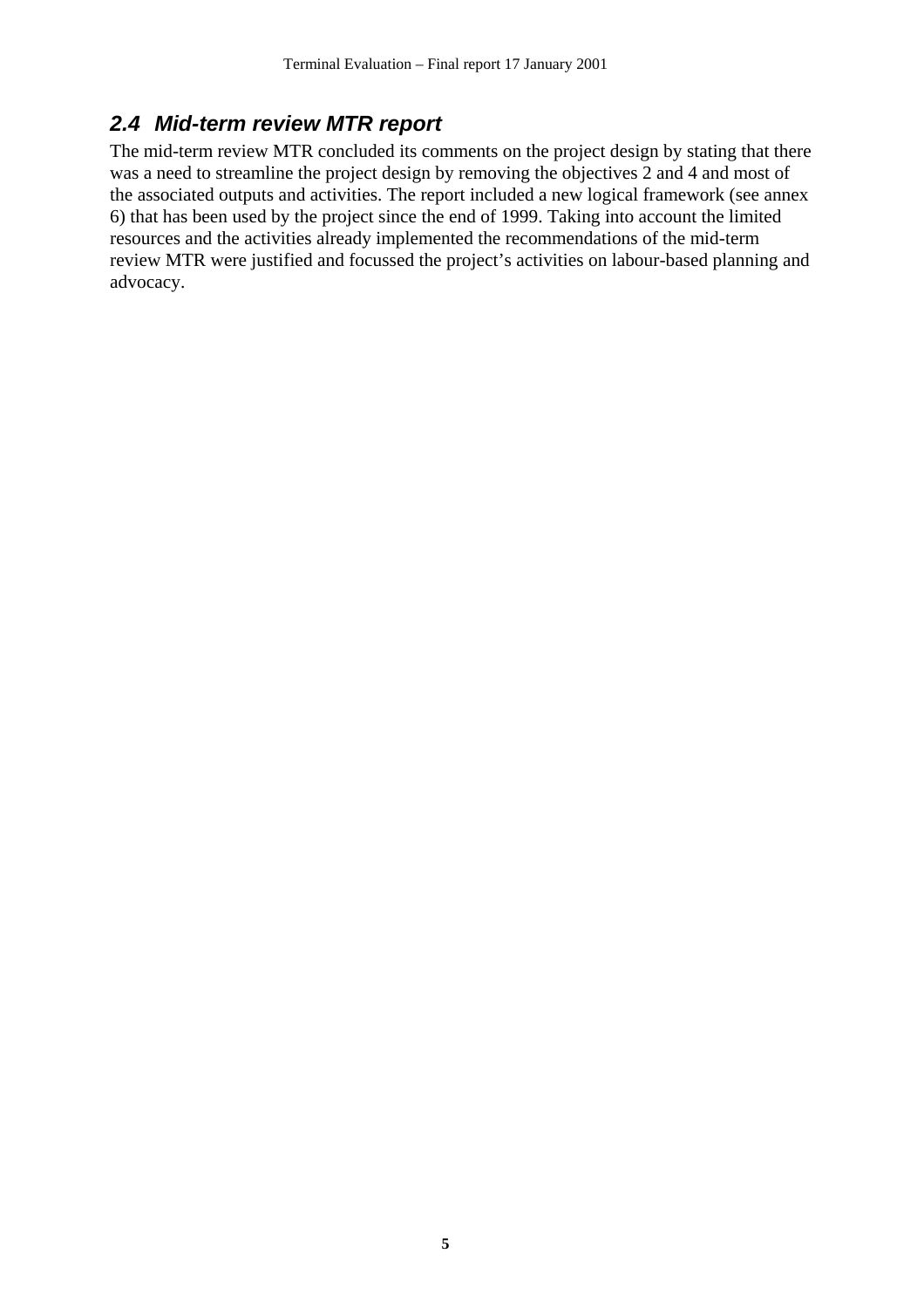## *2.4 Mid-term review MTR report*

The mid-term review MTR concluded its comments on the project design by stating that there was a need to streamline the project design by removing the objectives 2 and 4 and most of the associated outputs and activities. The report included a new logical framework (see annex 6) that has been used by the project since the end of 1999. Taking into account the limited resources and the activities already implemented the recommendations of the mid-term review MTR were justified and focussed the project's activities on labour-based planning and advocacy.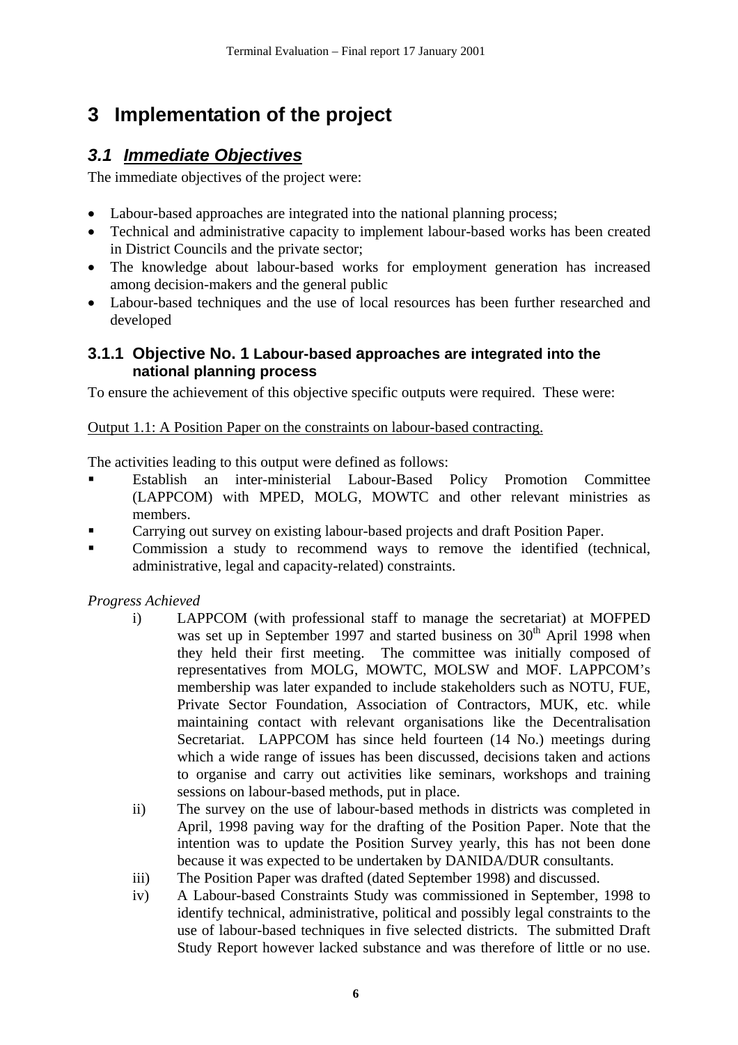# 3 Implementation of the project

## *3.1 Immediate Objectives*

The immediate objectives of the project were:

- Labour-based approaches are integrated into the national planning process;
- Technical and administrative capacity to implement labour-based works has been created in District Councils and the private sector;
- The knowledge about labour-based works for employment generation has increased among decision-makers and the general public
- Labour-based techniques and the use of local resources has been further researched and developed

### 3.1.1 Objective No. 1 Labour-based approaches are integrated into the national planning process

To ensure the achievement of this objective specific outputs were required. These were:

Output 1.1: A Position Paper on the constraints on labour-based contracting.

The activities leading to this output were defined as follows:

- Establish an inter-ministerial Labour-Based Policy Promotion Committee (LAPPCOM) with MPED, MOLG, MOWTC and other relevant ministries as members.
- Carrying out survey on existing labour-based projects and draft Position Paper.
- Commission a study to recommend ways to remove the identified (technical, administrative, legal and capacity-related) constraints.

*Progress Achieved*

i) LAPPCOM (with professional staff to manage the secretariat) at MOFPED was set up in September 1997 and started business on 30th April 1998 when they held their first meeting. The committee was initially composed of representatives from MOLG, MOWTC, MOLSW and MOF. LAPPCOM's membership was later expanded to include stakeholders such as NOTU, FUE, Private Sector Foundation, Association of Contractors, MUK, etc. while maintaining contact with relevant organisations like the Decentralisation Secretariat. LAPPCOM has since held fourteen (14 No.) meetings during which a wide range of issues has been discussed, decisions taken and actions to organise and carry out activities like seminars, workshops and training sessions on labour-based methods, put in place.

ii) The survey on the use of labour-based methods in districts was completed in April, 1998 paving way for the drafting of the Position Paper. Note that the intention was to update the Position Survey yearly, this has not been done because it was expected to be undertaken by DANIDA/DUR consultants.

iii) The Position Paper was drafted (dated September 1998) and discussed.

iv) A Labour-based Constraints Study was commissioned in September, 1998 to identify technical, administrative, political and possibly legal constraints to the use of labour-based techniques in five selected districts. The submitted Draft Study Report however lacked substance and was therefore of little or no use.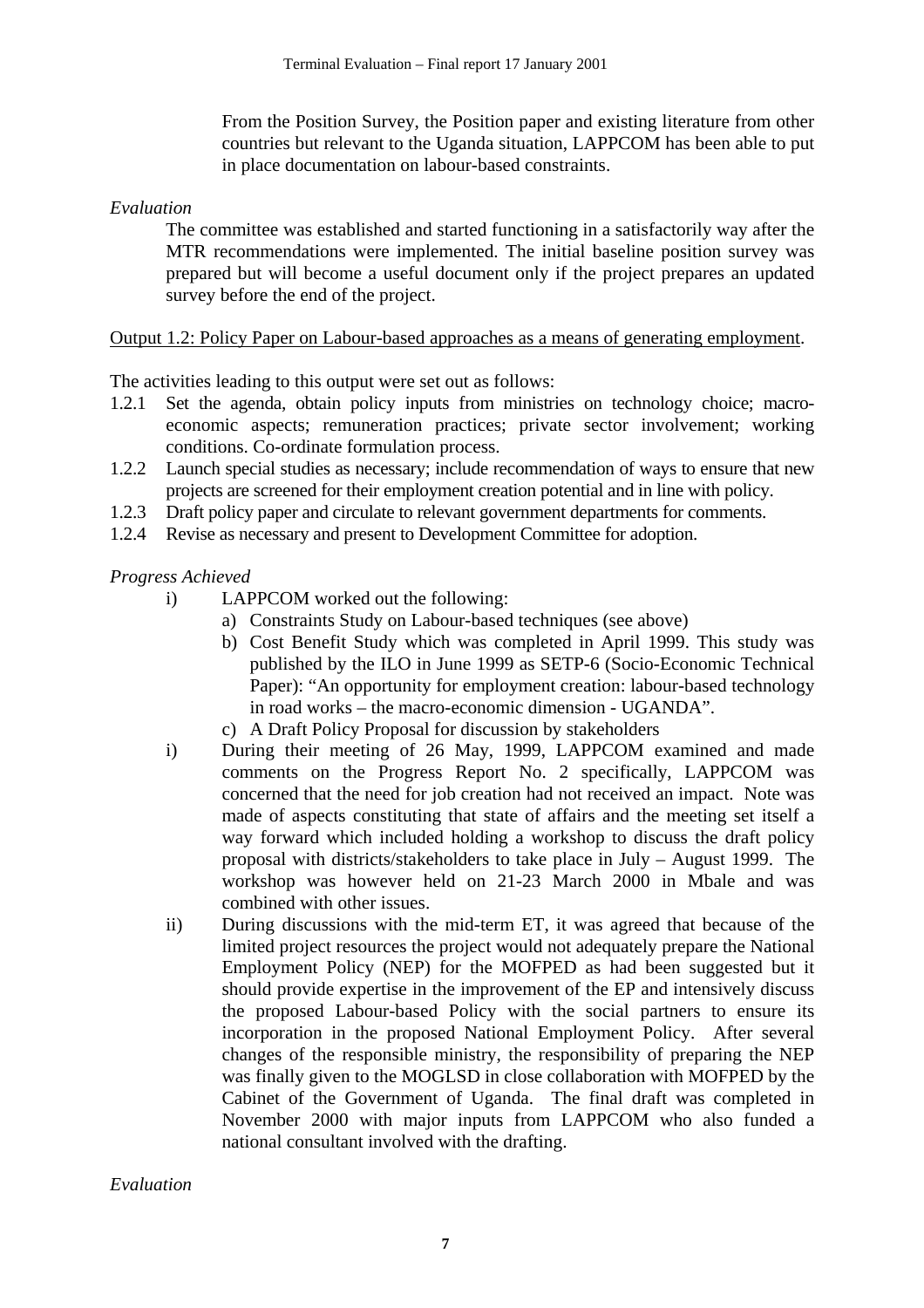From the Position Survey, the Position paper and existing literature from other countries but relevant to the Uganda situation, LAPPCOM has been able to put in place documentation on labour-based constraints.

*Evaluation*

The committee was established and started functioning in a satisfactorily way after the MTR recommendations were implemented. The initial baseline position survey was prepared but will become a useful document only if the project prepares an updated survey before the end of the project.

<u>Output 1.2: Policy Paper on Labour-based approaches as a means of generating employment</u>.

The activities leading to this output were set out as follows:

1.2.1 Set the agenda, obtain policy inputs from ministries on technology choice; macro-economic aspects; remuneration practices; private sector involvement; working conditions. Co-ordinate formulation process.

1.2.2 Launch special studies as necessary; include recommendation of ways to ensure that new projects are screened for their employment creation potential and in line with policy.

1.2.3 Draft policy paper and circulate to relevant government departments for comments.

1.2.4 Revise as necessary and present to Development Committee for adoption.

*Progress Achieved*

i) LAPPCOM worked out the following:
   a) Constraints Study on Labour-based techniques (see above)
   b) Cost Benefit Study which was completed in April 1999. This study was published by the ILO in June 1999 as SETP-6 (Socio-Economic Technical Paper): "An opportunity for employment creation: labour-based technology in road works – the macro-economic dimension - UGANDA".
   c) A Draft Policy Proposal for discussion by stakeholders

i) During their meeting of 26 May, 1999, LAPPCOM examined and made comments on the Progress Report No. 2 specifically, LAPPCOM was concerned that the need for job creation had not received an impact. Note was made of aspects constituting that state of affairs and the meeting set itself a way forward which included holding a workshop to discuss the draft policy proposal with districts/stakeholders to take place in July – August 1999. The workshop was however held on 21-23 March 2000 in Mbale and was combined with other issues.

ii) During discussions with the mid-term ET, it was agreed that because of the limited project resources the project would not adequately prepare the National Employment Policy (NEP) for the MOFPED as had been suggested but it should provide expertise in the improvement of the EP and intensively discuss the proposed Labour-based Policy with the social partners to ensure its incorporation in the proposed National Employment Policy. After several changes of the responsible ministry, the responsibility of preparing the NEP was finally given to the MOGLSD in close collaboration with MOFPED by the Cabinet of the Government of Uganda. The final draft was completed in November 2000 with major inputs from LAPPCOM who also funded a national consultant involved with the drafting.

*Evaluation*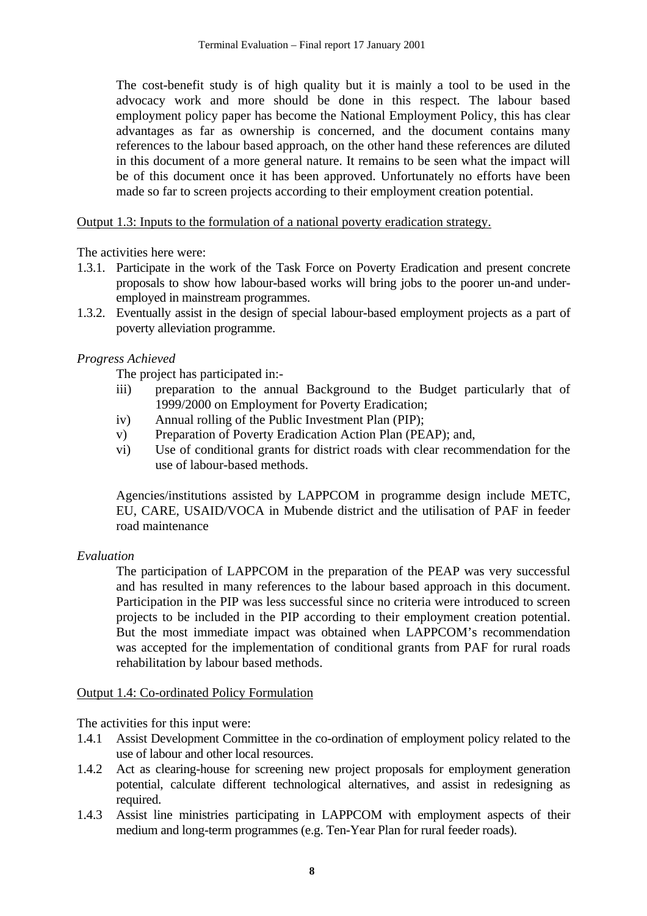The cost-benefit study is of high quality but it is mainly a tool to be used in the advocacy work and more should be done in this respect. The labour based employment policy paper has become the National Employment Policy, this has clear advantages as far as ownership is concerned, and the document contains many references to the labour based approach, on the other hand these references are diluted in this document of a more general nature. It remains to be seen what the impact will be of this document once it has been approved. Unfortunately no efforts have been made so far to screen projects according to their employment creation potential.

Output 1.3: Inputs to the formulation of a national poverty eradication strategy.

The activities here were:

1.3.1. Participate in the work of the Task Force on Poverty Eradication and present concrete proposals to show how labour-based works will bring jobs to the poorer un-and under-employed in mainstream programmes.
1.3.2. Eventually assist in the design of special labour-based employment projects as a part of poverty alleviation programme.

*Progress Achieved*

The project has participated in:-

iii) preparation to the annual Background to the Budget particularly that of 1999/2000 on Employment for Poverty Eradication;
iv) Annual rolling of the Public Investment Plan (PIP);
v) Preparation of Poverty Eradication Action Plan (PEAP); and,
vi) Use of conditional grants for district roads with clear recommendation for the use of labour-based methods.

Agencies/institutions assisted by LAPPCOM in programme design include METC, EU, CARE, USAID/VOCA in Mubende district and the utilisation of PAF in feeder road maintenance

*Evaluation*

The participation of LAPPCOM in the preparation of the PEAP was very successful and has resulted in many references to the labour based approach in this document. Participation in the PIP was less successful since no criteria were introduced to screen projects to be included in the PIP according to their employment creation potential. But the most immediate impact was obtained when LAPPCOM's recommendation was accepted for the implementation of conditional grants from PAF for rural roads rehabilitation by labour based methods.

Output 1.4: Co-ordinated Policy Formulation

The activities for this input were:

1.4.1 Assist Development Committee in the co-ordination of employment policy related to the use of labour and other local resources.
1.4.2 Act as clearing-house for screening new project proposals for employment generation potential, calculate different technological alternatives, and assist in redesigning as required.
1.4.3 Assist line ministries participating in LAPPCOM with employment aspects of their medium and long-term programmes (e.g. Ten-Year Plan for rural feeder roads).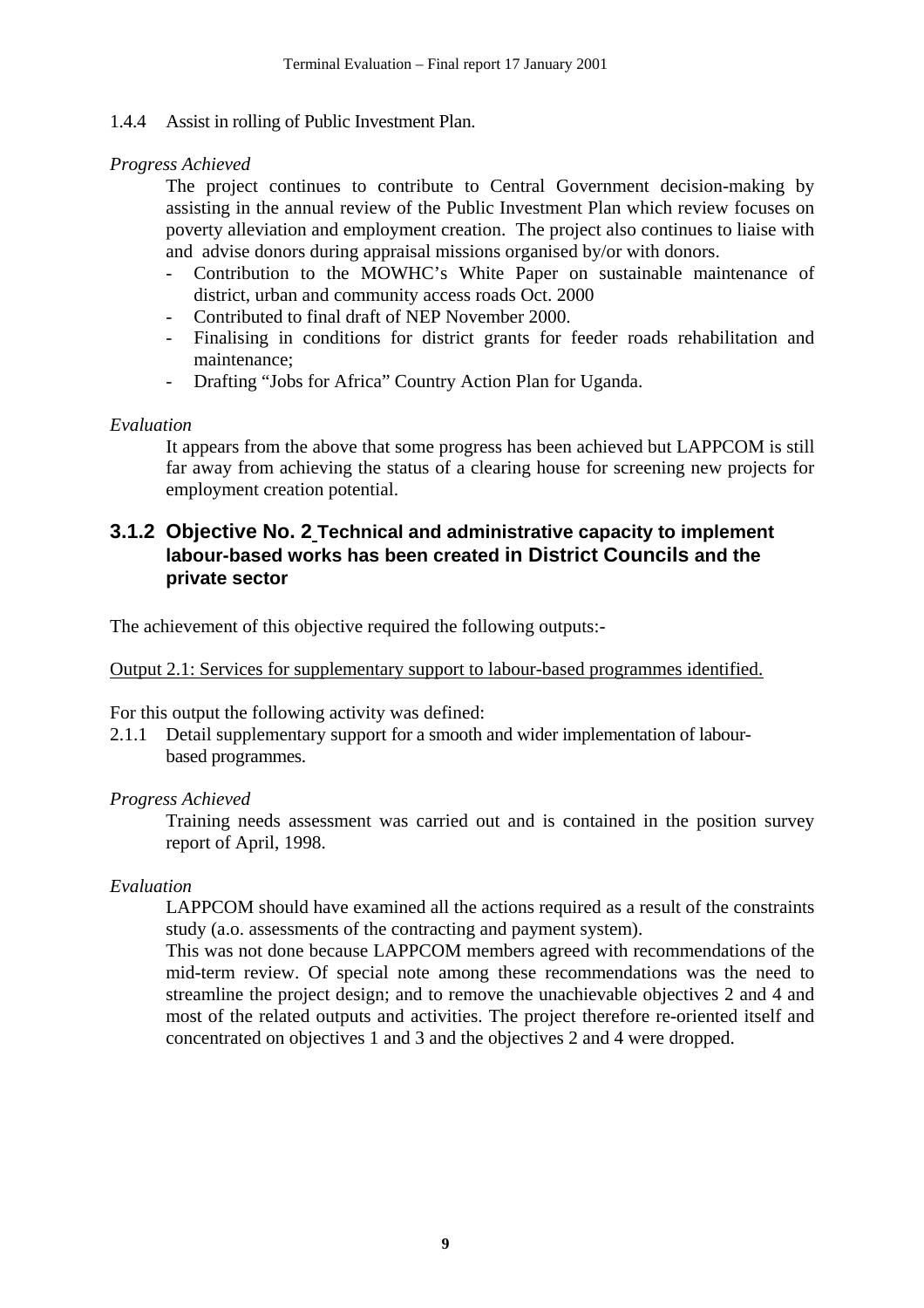1.4.4 Assist in rolling of Public Investment Plan.

*Progress Achieved*

The project continues to contribute to Central Government decision-making by assisting in the annual review of the Public Investment Plan which review focuses on poverty alleviation and employment creation. The project also continues to liaise with and advise donors during appraisal missions organised by/or with donors.

- Contribution to the MOWHC's White Paper on sustainable maintenance of district, urban and community access roads Oct. 2000
- Contributed to final draft of NEP November 2000.
- Finalising in conditions for district grants for feeder roads rehabilitation and maintenance;
- Drafting "Jobs for Africa" Country Action Plan for Uganda.

*Evaluation*

It appears from the above that some progress has been achieved but LAPPCOM is still far away from achieving the status of a clearing house for screening new projects for employment creation potential.

### 3.1.2 Objective No. 2 Technical and administrative capacity to implement labour-based works has been created in District Councils and the private sector

The achievement of this objective required the following outputs:-

<u>Output 2.1: Services for supplementary support to labour-based programmes identified.</u>

For this output the following activity was defined:

2.1.1 Detail supplementary support for a smooth and wider implementation of labour-based programmes.

*Progress Achieved*

Training needs assessment was carried out and is contained in the position survey report of April, 1998.

*Evaluation*

LAPPCOM should have examined all the actions required as a result of the constraints study (a.o. assessments of the contracting and payment system).

This was not done because LAPPCOM members agreed with recommendations of the mid-term review. Of special note among these recommendations was the need to streamline the project design; and to remove the unachievable objectives 2 and 4 and most of the related outputs and activities. The project therefore re-oriented itself and concentrated on objectives 1 and 3 and the objectives 2 and 4 were dropped.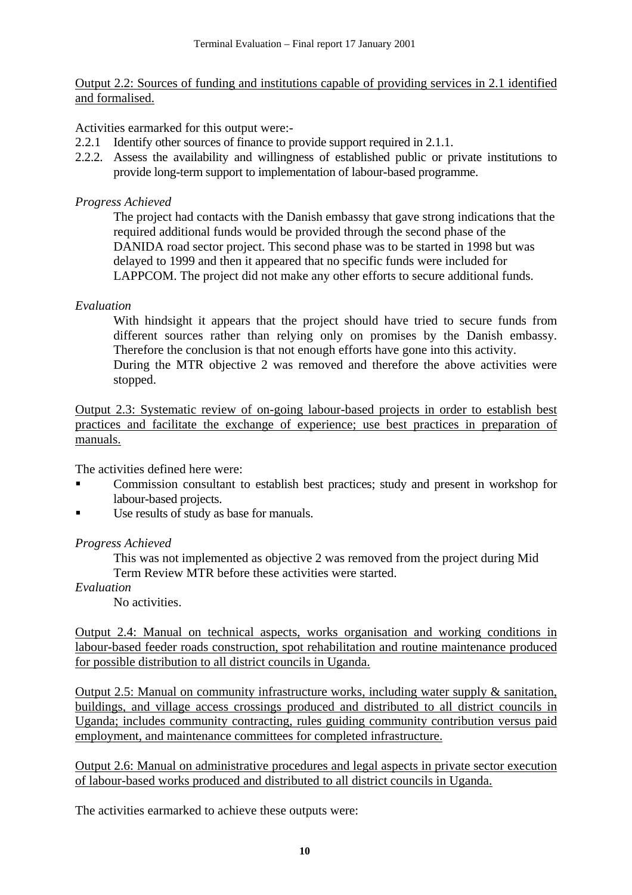<u>Output 2.2: Sources of funding and institutions capable of providing services in 2.1 identified and formalised.</u>

Activities earmarked for this output were:-

2.2.1 Identify other sources of finance to provide support required in 2.1.1.

2.2.2. Assess the availability and willingness of established public or private institutions to provide long-term support to implementation of labour-based programme.

*Progress Achieved*

The project had contacts with the Danish embassy that gave strong indications that the required additional funds would be provided through the second phase of the DANIDA road sector project. This second phase was to be started in 1998 but was delayed to 1999 and then it appeared that no specific funds were included for LAPPCOM. The project did not make any other efforts to secure additional funds.

*Evaluation*

With hindsight it appears that the project should have tried to secure funds from different sources rather than relying only on promises by the Danish embassy. Therefore the conclusion is that not enough efforts have gone into this activity.
During the MTR objective 2 was removed and therefore the above activities were stopped.

<u>Output 2.3: Systematic review of on-going labour-based projects in order to establish best practices and facilitate the exchange of experience; use best practices in preparation of manuals.</u>

The activities defined here were:

- Commission consultant to establish best practices; study and present in workshop for labour-based projects.
- Use results of study as base for manuals.

*Progress Achieved*

This was not implemented as objective 2 was removed from the project during Mid Term Review MTR before these activities were started.

*Evaluation*

No activities.

<u>Output 2.4: Manual on technical aspects, works organisation and working conditions in labour-based feeder roads construction, spot rehabilitation and routine maintenance produced for possible distribution to all district councils in Uganda.</u>

<u>Output 2.5: Manual on community infrastructure works, including water supply & sanitation, buildings, and village access crossings produced and distributed to all district councils in Uganda; includes community contracting, rules guiding community contribution versus paid employment, and maintenance committees for completed infrastructure.</u>

<u>Output 2.6: Manual on administrative procedures and legal aspects in private sector execution of labour-based works produced and distributed to all district councils in Uganda.</u>

The activities earmarked to achieve these outputs were: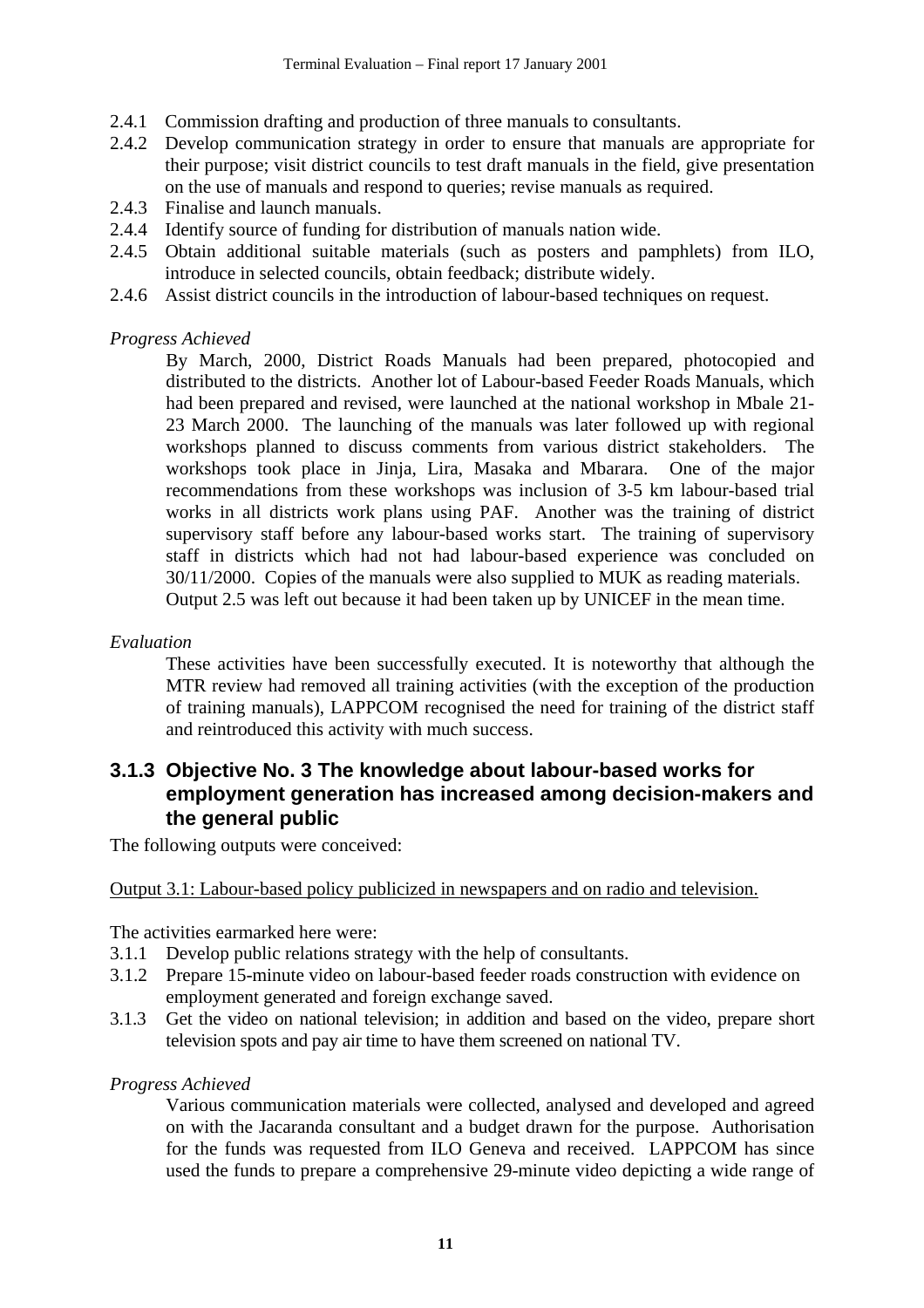2.4.1 Commission drafting and production of three manuals to consultants.
2.4.2 Develop communication strategy in order to ensure that manuals are appropriate for their purpose; visit district councils to test draft manuals in the field, give presentation on the use of manuals and respond to queries; revise manuals as required.
2.4.3 Finalise and launch manuals.
2.4.4 Identify source of funding for distribution of manuals nation wide.
2.4.5 Obtain additional suitable materials (such as posters and pamphlets) from ILO, introduce in selected councils, obtain feedback; distribute widely.
2.4.6 Assist district councils in the introduction of labour-based techniques on request.

*Progress Achieved*

By March, 2000, District Roads Manuals had been prepared, photocopied and distributed to the districts. Another lot of Labour-based Feeder Roads Manuals, which had been prepared and revised, were launched at the national workshop in Mbale 21-23 March 2000. The launching of the manuals was later followed up with regional workshops planned to discuss comments from various district stakeholders. The workshops took place in Jinja, Lira, Masaka and Mbarara. One of the major recommendations from these workshops was inclusion of 3-5 km labour-based trial works in all districts work plans using PAF. Another was the training of district supervisory staff before any labour-based works start. The training of supervisory staff in districts which had not had labour-based experience was concluded on 30/11/2000. Copies of the manuals were also supplied to MUK as reading materials.
Output 2.5 was left out because it had been taken up by UNICEF in the mean time.

*Evaluation*

These activities have been successfully executed. It is noteworthy that although the MTR review had removed all training activities (with the exception of the production of training manuals), LAPPCOM recognised the need for training of the district staff and reintroduced this activity with much success.

### 3.1.3 Objective No. 3 The knowledge about labour-based works for employment generation has increased among decision-makers and the general public

The following outputs were conceived:

Output 3.1: Labour-based policy publicized in newspapers and on radio and television.

The activities earmarked here were:

3.1.1 Develop public relations strategy with the help of consultants.
3.1.2 Prepare 15-minute video on labour-based feeder roads construction with evidence on employment generated and foreign exchange saved.
3.1.3 Get the video on national television; in addition and based on the video, prepare short television spots and pay air time to have them screened on national TV.

*Progress Achieved*

Various communication materials were collected, analysed and developed and agreed on with the Jacaranda consultant and a budget drawn for the purpose. Authorisation for the funds was requested from ILO Geneva and received. LAPPCOM has since used the funds to prepare a comprehensive 29-minute video depicting a wide range of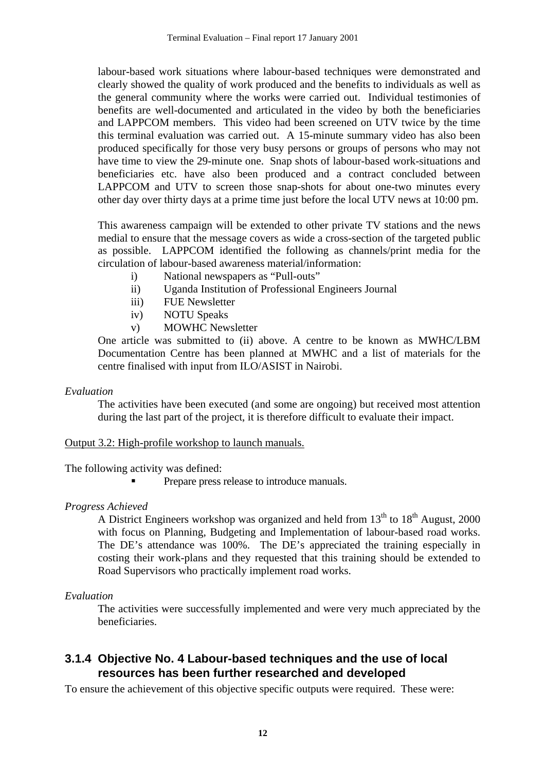labour-based work situations where labour-based techniques were demonstrated and clearly showed the quality of work produced and the benefits to individuals as well as the general community where the works were carried out. Individual testimonies of benefits are well-documented and articulated in the video by both the beneficiaries and LAPPCOM members. This video had been screened on UTV twice by the time this terminal evaluation was carried out. A 15-minute summary video has also been produced specifically for those very busy persons or groups of persons who may not have time to view the 29-minute one. Snap shots of labour-based work-situations and beneficiaries etc. have also been produced and a contract concluded between LAPPCOM and UTV to screen those snap-shots for about one-two minutes every other day over thirty days at a prime time just before the local UTV news at 10:00 pm.

This awareness campaign will be extended to other private TV stations and the news medial to ensure that the message covers as wide a cross-section of the targeted public as possible. LAPPCOM identified the following as channels/print media for the circulation of labour-based awareness material/information:

i) National newspapers as "Pull-outs"
ii) Uganda Institution of Professional Engineers Journal
iii) FUE Newsletter
iv) NOTU Speaks
v) MOWHC Newsletter

One article was submitted to (ii) above. A centre to be known as MWHC/LBM Documentation Centre has been planned at MWHC and a list of materials for the centre finalised with input from ILO/ASIST in Nairobi.

*Evaluation*

The activities have been executed (and some are ongoing) but received most attention during the last part of the project, it is therefore difficult to evaluate their impact.

Output 3.2: High-profile workshop to launch manuals.

The following activity was defined:

- Prepare press release to introduce manuals.

*Progress Achieved*

A District Engineers workshop was organized and held from 13th to 18th August, 2000 with focus on Planning, Budgeting and Implementation of labour-based road works. The DE's attendance was 100%. The DE's appreciated the training especially in costing their work-plans and they requested that this training should be extended to Road Supervisors who practically implement road works.

*Evaluation*

The activities were successfully implemented and were very much appreciated by the beneficiaries.

### 3.1.4 Objective No. 4 Labour-based techniques and the use of local resources has been further researched and developed

To ensure the achievement of this objective specific outputs were required. These were: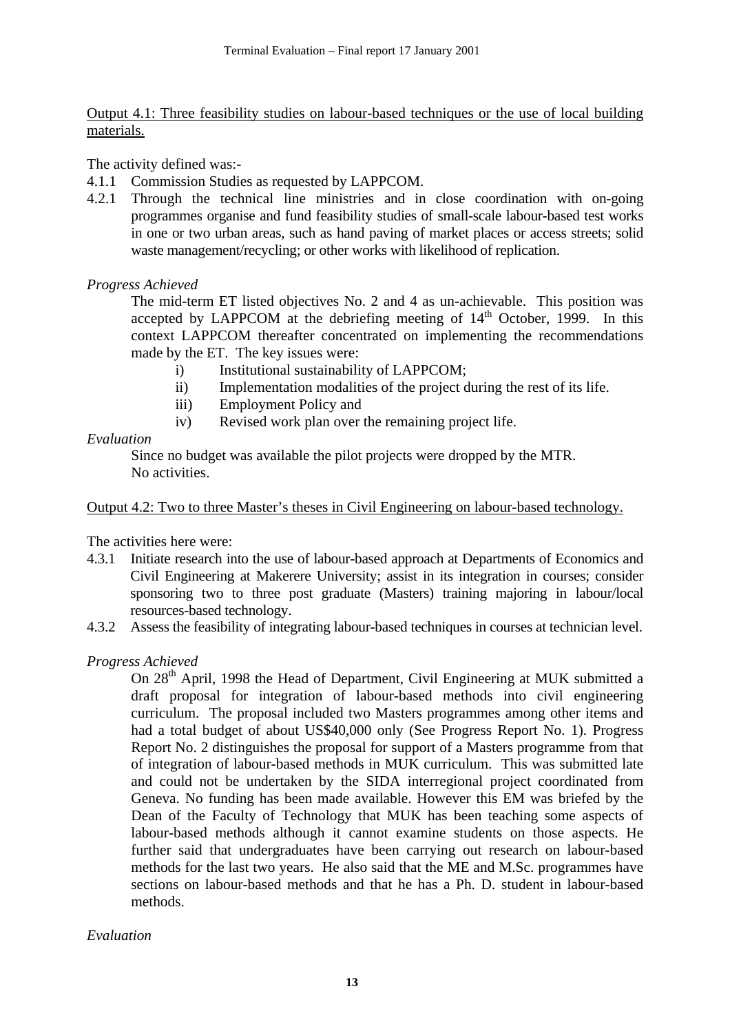Output 4.1: Three feasibility studies on labour-based techniques or the use of local building materials.

The activity defined was:-

4.1.1 Commission Studies as requested by LAPPCOM.

4.2.1 Through the technical line ministries and in close coordination with on-going programmes organise and fund feasibility studies of small-scale labour-based test works in one or two urban areas, such as hand paving of market places or access streets; solid waste management/recycling; or other works with likelihood of replication.

*Progress Achieved*

The mid-term ET listed objectives No. 2 and 4 as un-achievable. This position was accepted by LAPPCOM at the debriefing meeting of 14th October, 1999. In this context LAPPCOM thereafter concentrated on implementing the recommendations made by the ET. The key issues were:

i) Institutional sustainability of LAPPCOM;
ii) Implementation modalities of the project during the rest of its life.
iii) Employment Policy and
iv) Revised work plan over the remaining project life.

*Evaluation*

Since no budget was available the pilot projects were dropped by the MTR.
No activities.

Output 4.2: Two to three Master's theses in Civil Engineering on labour-based technology.

The activities here were:

4.3.1 Initiate research into the use of labour-based approach at Departments of Economics and Civil Engineering at Makerere University; assist in its integration in courses; consider sponsoring two to three post graduate (Masters) training majoring in labour/local resources-based technology.

4.3.2 Assess the feasibility of integrating labour-based techniques in courses at technician level.

*Progress Achieved*

On 28th April, 1998 the Head of Department, Civil Engineering at MUK submitted a draft proposal for integration of labour-based methods into civil engineering curriculum. The proposal included two Masters programmes among other items and had a total budget of about US$40,000 only (See Progress Report No. 1). Progress Report No. 2 distinguishes the proposal for support of a Masters programme from that of integration of labour-based methods in MUK curriculum. This was submitted late and could not be undertaken by the SIDA interregional project coordinated from Geneva. No funding has been made available. However this EM was briefed by the Dean of the Faculty of Technology that MUK has been teaching some aspects of labour-based methods although it cannot examine students on those aspects. He further said that undergraduates have been carrying out research on labour-based methods for the last two years. He also said that the ME and M.Sc. programmes have sections on labour-based methods and that he has a Ph. D. student in labour-based methods.

*Evaluation*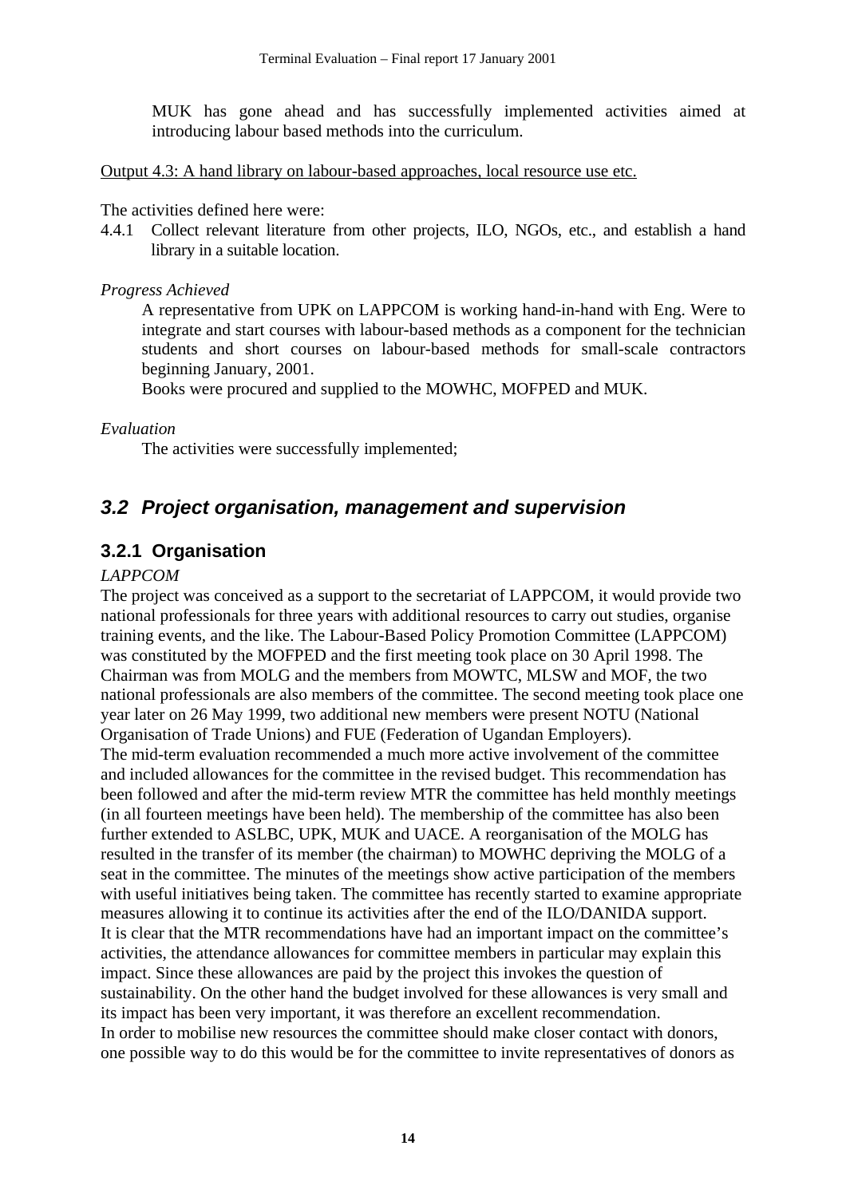MUK has gone ahead and has successfully implemented activities aimed at introducing labour based methods into the curriculum.

Output 4.3: A hand library on labour-based approaches, local resource use etc.

The activities defined here were:

4.4.1 Collect relevant literature from other projects, ILO, NGOs, etc., and establish a hand library in a suitable location.

*Progress Achieved*

A representative from UPK on LAPPCOM is working hand-in-hand with Eng. Were to integrate and start courses with labour-based methods as a component for the technician students and short courses on labour-based methods for small-scale contractors beginning January, 2001.

Books were procured and supplied to the MOWHC, MOFPED and MUK.

*Evaluation*

The activities were successfully implemented;

## *3.2 Project organisation, management and supervision*

### 3.2.1 Organisation

*LAPPCOM*

The project was conceived as a support to the secretariat of LAPPCOM, it would provide two national professionals for three years with additional resources to carry out studies, organise training events, and the like. The Labour-Based Policy Promotion Committee (LAPPCOM) was constituted by the MOFPED and the first meeting took place on 30 April 1998. The Chairman was from MOLG and the members from MOWTC, MLSW and MOF, the two national professionals are also members of the committee. The second meeting took place one year later on 26 May 1999, two additional new members were present NOTU (National Organisation of Trade Unions) and FUE (Federation of Ugandan Employers).

The mid-term evaluation recommended a much more active involvement of the committee and included allowances for the committee in the revised budget. This recommendation has been followed and after the mid-term review MTR the committee has held monthly meetings (in all fourteen meetings have been held). The membership of the committee has also been further extended to ASLBC, UPK, MUK and UACE. A reorganisation of the MOLG has resulted in the transfer of its member (the chairman) to MOWHC depriving the MOLG of a seat in the committee. The minutes of the meetings show active participation of the members with useful initiatives being taken. The committee has recently started to examine appropriate measures allowing it to continue its activities after the end of the ILO/DANIDA support.

It is clear that the MTR recommendations have had an important impact on the committee's activities, the attendance allowances for committee members in particular may explain this impact. Since these allowances are paid by the project this invokes the question of sustainability. On the other hand the budget involved for these allowances is very small and its impact has been very important, it was therefore an excellent recommendation.

In order to mobilise new resources the committee should make closer contact with donors, one possible way to do this would be for the committee to invite representatives of donors as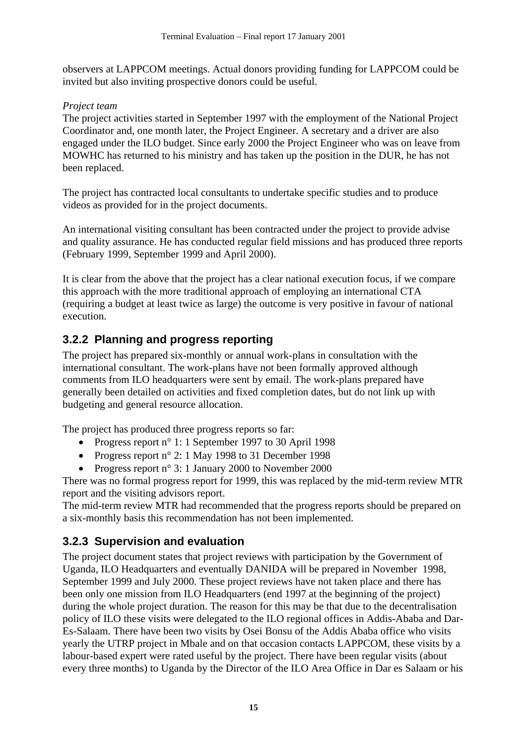observers at LAPPCOM meetings. Actual donors providing funding for LAPPCOM could be invited but also inviting prospective donors could be useful.

*Project team*

The project activities started in September 1997 with the employment of the National Project Coordinator and, one month later, the Project Engineer. A secretary and a driver are also engaged under the ILO budget. Since early 2000 the Project Engineer who was on leave from MOWHC has returned to his ministry and has taken up the position in the DUR, he has not been replaced.

The project has contracted local consultants to undertake specific studies and to produce videos as provided for in the project documents.

An international visiting consultant has been contracted under the project to provide advise and quality assurance. He has conducted regular field missions and has produced three reports (February 1999, September 1999 and April 2000).

It is clear from the above that the project has a clear national execution focus, if we compare this approach with the more traditional approach of employing an international CTA (requiring a budget at least twice as large) the outcome is very positive in favour of national execution.

### 3.2.2 Planning and progress reporting

The project has prepared six-monthly or annual work-plans in consultation with the international consultant. The work-plans have not been formally approved although comments from ILO headquarters were sent by email. The work-plans prepared have generally been detailed on activities and fixed completion dates, but do not link up with budgeting and general resource allocation.

The project has produced three progress reports so far:

- Progress report n° 1: 1 September 1997 to 30 April 1998
- Progress report n° 2: 1 May 1998 to 31 December 1998
- Progress report n° 3: 1 January 2000 to November 2000

There was no formal progress report for 1999, this was replaced by the mid-term review MTR report and the visiting advisors report.

The mid-term review MTR had recommended that the progress reports should be prepared on a six-monthly basis this recommendation has not been implemented.

### 3.2.3 Supervision and evaluation

The project document states that project reviews with participation by the Government of Uganda, ILO Headquarters and eventually DANIDA will be prepared in November 1998, September 1999 and July 2000. These project reviews have not taken place and there has been only one mission from ILO Headquarters (end 1997 at the beginning of the project) during the whole project duration. The reason for this may be that due to the decentralisation policy of ILO these visits were delegated to the ILO regional offices in Addis-Ababa and Dar-Es-Salaam. There have been two visits by Osei Bonsu of the Addis Ababa office who visits yearly the UTRP project in Mbale and on that occasion contacts LAPPCOM, these visits by a labour-based expert were rated useful by the project. There have been regular visits (about every three months) to Uganda by the Director of the ILO Area Office in Dar es Salaam or his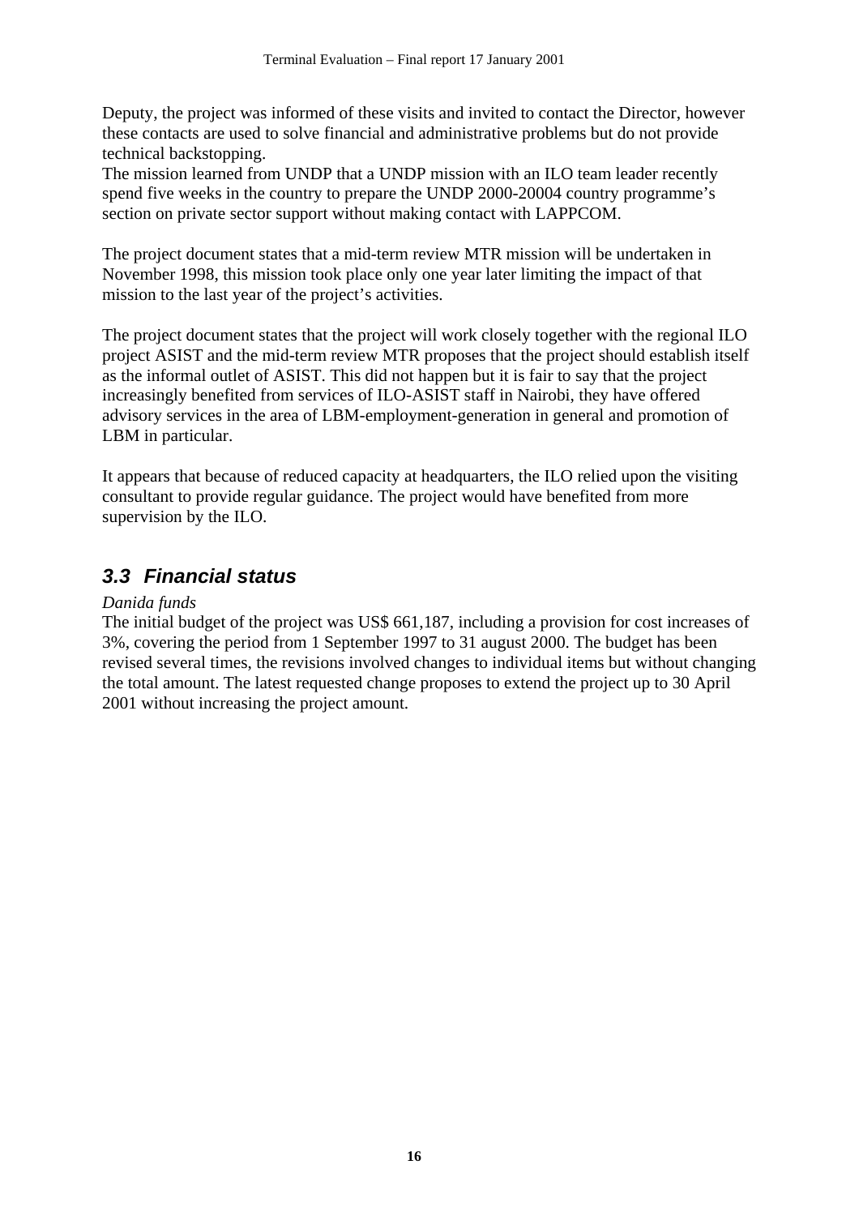Deputy, the project was informed of these visits and invited to contact the Director, however these contacts are used to solve financial and administrative problems but do not provide technical backstopping.
The mission learned from UNDP that a UNDP mission with an ILO team leader recently spend five weeks in the country to prepare the UNDP 2000-20004 country programme's section on private sector support without making contact with LAPPCOM.

The project document states that a mid-term review MTR mission will be undertaken in November 1998, this mission took place only one year later limiting the impact of that mission to the last year of the project's activities.

The project document states that the project will work closely together with the regional ILO project ASIST and the mid-term review MTR proposes that the project should establish itself as the informal outlet of ASIST. This did not happen but it is fair to say that the project increasingly benefited from services of ILO-ASIST staff in Nairobi, they have offered advisory services in the area of LBM-employment-generation in general and promotion of LBM in particular.

It appears that because of reduced capacity at headquarters, the ILO relied upon the visiting consultant to provide regular guidance. The project would have benefited from more supervision by the ILO.

### 3.3 Financial status

*Danida funds*
The initial budget of the project was US$ 661,187, including a provision for cost increases of 3%, covering the period from 1 September 1997 to 31 august 2000. The budget has been revised several times, the revisions involved changes to individual items but without changing the total amount. The latest requested change proposes to extend the project up to 30 April 2001 without increasing the project amount.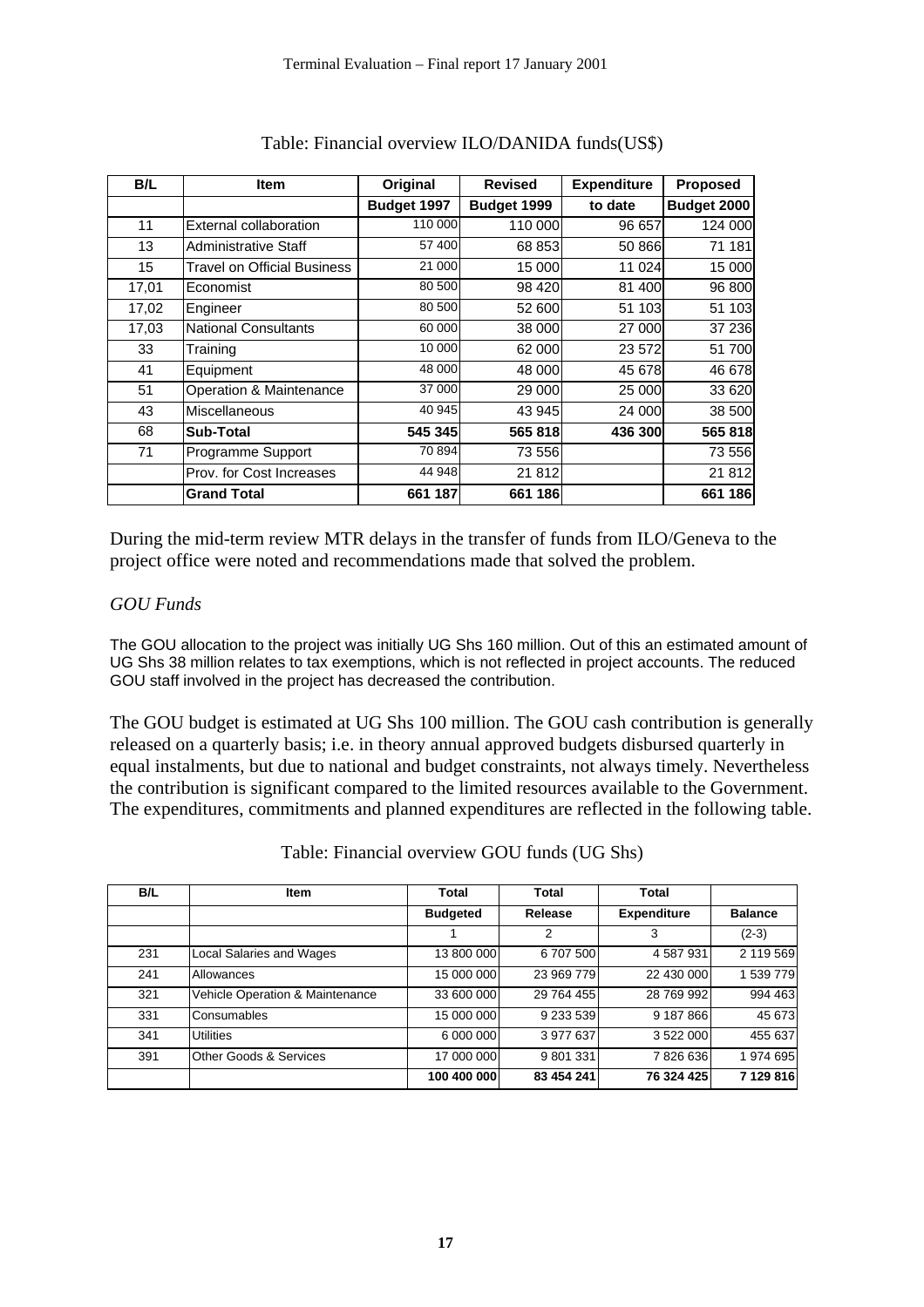Table: Financial overview ILO/DANIDA funds(US$)

| B/L | Item | Original | Revised | Expenditure | Proposed |
|---|---|---|---|---|---|
| | | Budget 1997 | Budget 1999 | to date | Budget 2000 |
| 11 | External collaboration | 110 000 | 110 000 | 96 657 | 124 000 |
| 13 | Administrative Staff | 57 400 | 68 853 | 50 866 | 71 181 |
| 15 | Travel on Official Business | 21 000 | 15 000 | 11 024 | 15 000 |
| 17,01 | Economist | 80 500 | 98 420 | 81 400 | 96 800 |
| 17,02 | Engineer | 80 500 | 52 600 | 51 103 | 51 103 |
| 17,03 | National Consultants | 60 000 | 38 000 | 27 000 | 37 236 |
| 33 | Training | 10 000 | 62 000 | 23 572 | 51 700 |
| 41 | Equipment | 48 000 | 48 000 | 45 678 | 46 678 |
| 51 | Operation & Maintenance | 37 000 | 29 000 | 25 000 | 33 620 |
| 43 | Miscellaneous | 40 945 | 43 945 | 24 000 | 38 500 |
| 68 | **Sub-Total** | **545 345** | **565 818** | **436 300** | **565 818** |
| 71 | Programme Support | 70 894 | 73 556 | | 73 556 |
| | Prov. for Cost Increases | 44 948 | 21 812 | | 21 812 |
| | **Grand Total** | **661 187** | **661 186** | | **661 186** |

During the mid-term review MTR delays in the transfer of funds from ILO/Geneva to the project office were noted and recommendations made that solved the problem.

*GOU Funds*

The GOU allocation to the project was initially UG Shs 160 million. Out of this an estimated amount of UG Shs 38 million relates to tax exemptions, which is not reflected in project accounts. The reduced GOU staff involved in the project has decreased the contribution.

The GOU budget is estimated at UG Shs 100 million. The GOU cash contribution is generally released on a quarterly basis; i.e. in theory annual approved budgets disbursed quarterly in equal instalments, but due to national and budget constraints, not always timely. Nevertheless the contribution is significant compared to the limited resources available to the Government. The expenditures, commitments and planned expenditures are reflected in the following table.

Table: Financial overview GOU funds (UG Shs)

| B/L | Item | Total | Total | Total | |
|---|---|---|---|---|---|
| | | Budgeted | Release | Expenditure | Balance |
| | | 1 | 2 | 3 | (2-3) |
| 231 | Local Salaries and Wages | 13 800 000 | 6 707 500 | 4 587 931 | 2 119 569 |
| 241 | Allowances | 15 000 000 | 23 969 779 | 22 430 000 | 1 539 779 |
| 321 | Vehicle Operation & Maintenance | 33 600 000 | 29 764 455 | 28 769 992 | 994 463 |
| 331 | Consumables | 15 000 000 | 9 233 539 | 9 187 866 | 45 673 |
| 341 | Utilities | 6 000 000 | 3 977 637 | 3 522 000 | 455 637 |
| 391 | Other Goods & Services | 17 000 000 | 9 801 331 | 7 826 636 | 1 974 695 |
| | | **100 400 000** | **83 454 241** | **76 324 425** | **7 129 816** |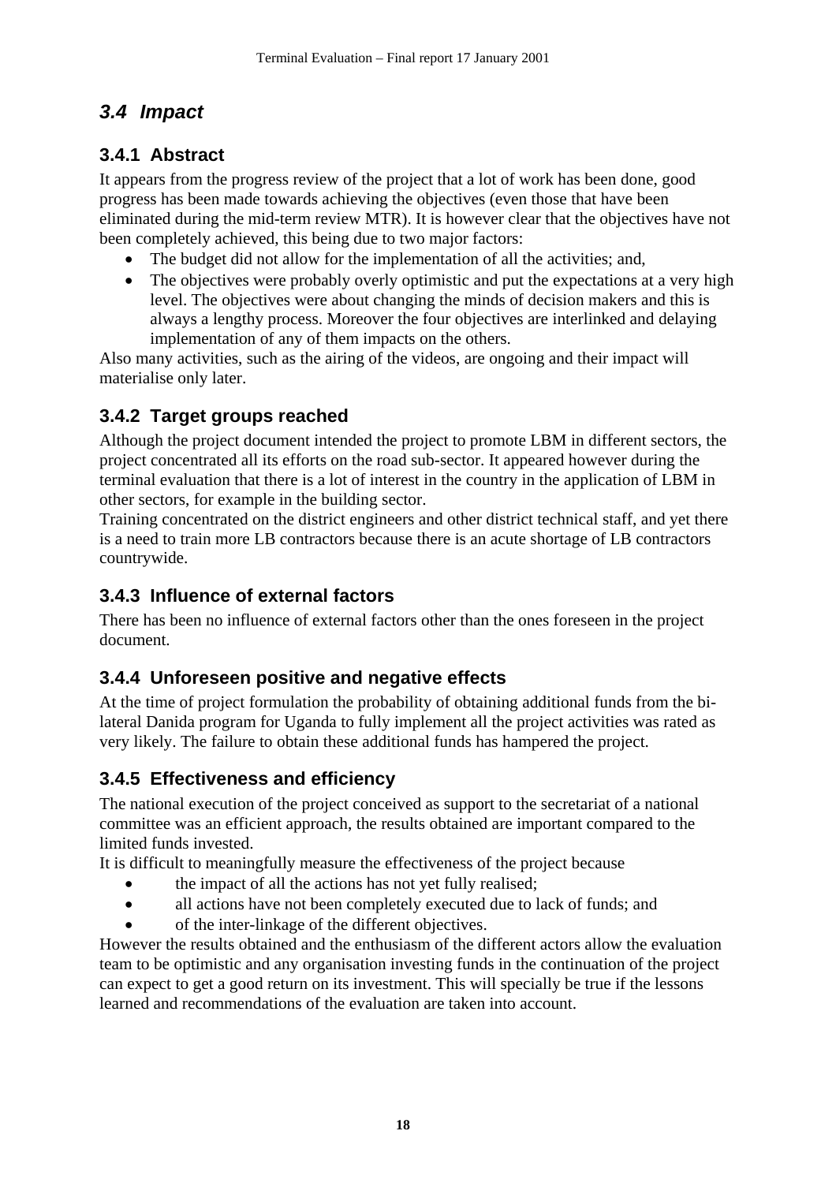## *3.4 Impact*

### 3.4.1 Abstract

It appears from the progress review of the project that a lot of work has been done, good progress has been made towards achieving the objectives (even those that have been eliminated during the mid-term review MTR). It is however clear that the objectives have not been completely achieved, this being due to two major factors:

- The budget did not allow for the implementation of all the activities; and,
- The objectives were probably overly optimistic and put the expectations at a very high level. The objectives were about changing the minds of decision makers and this is always a lengthy process. Moreover the four objectives are interlinked and delaying implementation of any of them impacts on the others.

Also many activities, such as the airing of the videos, are ongoing and their impact will materialise only later.

### 3.4.2 Target groups reached

Although the project document intended the project to promote LBM in different sectors, the project concentrated all its efforts on the road sub-sector. It appeared however during the terminal evaluation that there is a lot of interest in the country in the application of LBM in other sectors, for example in the building sector.

Training concentrated on the district engineers and other district technical staff, and yet there is a need to train more LB contractors because there is an acute shortage of LB contractors countrywide.

### 3.4.3 Influence of external factors

There has been no influence of external factors other than the ones foreseen in the project document.

### 3.4.4 Unforeseen positive and negative effects

At the time of project formulation the probability of obtaining additional funds from the bi-lateral Danida program for Uganda to fully implement all the project activities was rated as very likely. The failure to obtain these additional funds has hampered the project.

### 3.4.5 Effectiveness and efficiency

The national execution of the project conceived as support to the secretariat of a national committee was an efficient approach, the results obtained are important compared to the limited funds invested.

It is difficult to meaningfully measure the effectiveness of the project because

- the impact of all the actions has not yet fully realised;
- all actions have not been completely executed due to lack of funds; and
- of the inter-linkage of the different objectives.

However the results obtained and the enthusiasm of the different actors allow the evaluation team to be optimistic and any organisation investing funds in the continuation of the project can expect to get a good return on its investment. This will specially be true if the lessons learned and recommendations of the evaluation are taken into account.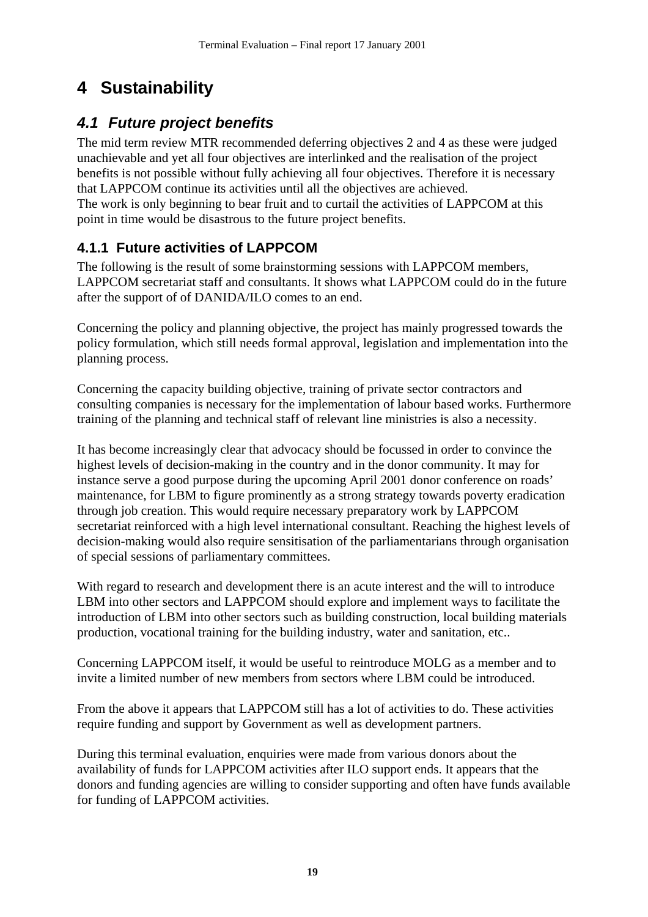# 4 Sustainability

## 4.1 Future project benefits

The mid term review MTR recommended deferring objectives 2 and 4 as these were judged unachievable and yet all four objectives are interlinked and the realisation of the project benefits is not possible without fully achieving all four objectives. Therefore it is necessary that LAPPCOM continue its activities until all the objectives are achieved.
The work is only beginning to bear fruit and to curtail the activities of LAPPCOM at this point in time would be disastrous to the future project benefits.

### 4.1.1 Future activities of LAPPCOM

The following is the result of some brainstorming sessions with LAPPCOM members, LAPPCOM secretariat staff and consultants. It shows what LAPPCOM could do in the future after the support of of DANIDA/ILO comes to an end.

Concerning the policy and planning objective, the project has mainly progressed towards the policy formulation, which still needs formal approval, legislation and implementation into the planning process.

Concerning the capacity building objective, training of private sector contractors and consulting companies is necessary for the implementation of labour based works. Furthermore training of the planning and technical staff of relevant line ministries is also a necessity.

It has become increasingly clear that advocacy should be focussed in order to convince the highest levels of decision-making in the country and in the donor community. It may for instance serve a good purpose during the upcoming April 2001 donor conference on roads' maintenance, for LBM to figure prominently as a strong strategy towards poverty eradication through job creation. This would require necessary preparatory work by LAPPCOM secretariat reinforced with a high level international consultant. Reaching the highest levels of decision-making would also require sensitisation of the parliamentarians through organisation of special sessions of parliamentary committees.

With regard to research and development there is an acute interest and the will to introduce LBM into other sectors and LAPPCOM should explore and implement ways to facilitate the introduction of LBM into other sectors such as building construction, local building materials production, vocational training for the building industry, water and sanitation, etc..

Concerning LAPPCOM itself, it would be useful to reintroduce MOLG as a member and to invite a limited number of new members from sectors where LBM could be introduced.

From the above it appears that LAPPCOM still has a lot of activities to do. These activities require funding and support by Government as well as development partners.

During this terminal evaluation, enquiries were made from various donors about the availability of funds for LAPPCOM activities after ILO support ends. It appears that the donors and funding agencies are willing to consider supporting and often have funds available for funding of LAPPCOM activities.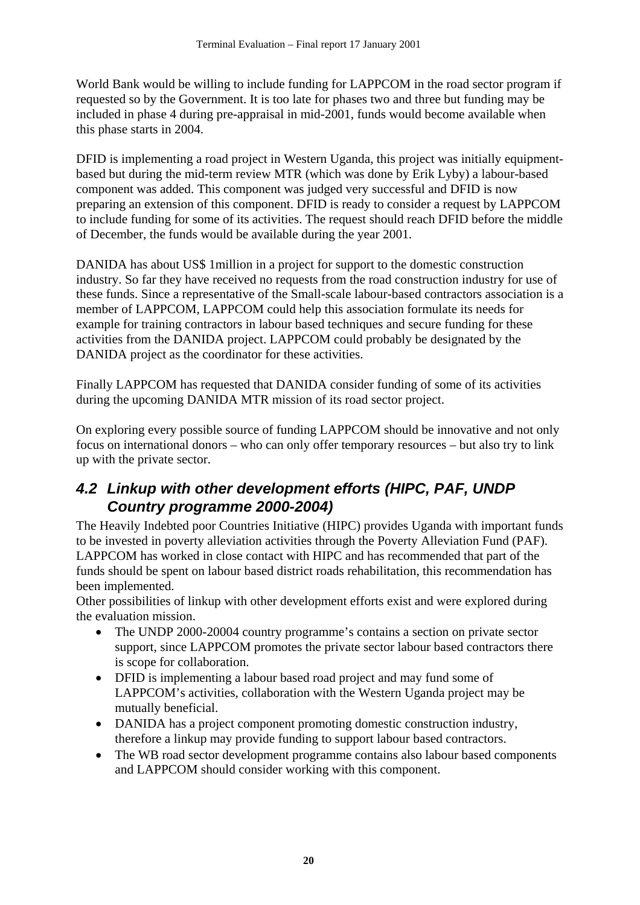World Bank would be willing to include funding for LAPPCOM in the road sector program if requested so by the Government. It is too late for phases two and three but funding may be included in phase 4 during pre-appraisal in mid-2001, funds would become available when this phase starts in 2004.

DFID is implementing a road project in Western Uganda, this project was initially equipment-based but during the mid-term review MTR (which was done by Erik Lyby) a labour-based component was added. This component was judged very successful and DFID is now preparing an extension of this component. DFID is ready to consider a request by LAPPCOM to include funding for some of its activities. The request should reach DFID before the middle of December, the funds would be available during the year 2001.

DANIDA has about US$ 1million in a project for support to the domestic construction industry. So far they have received no requests from the road construction industry for use of these funds. Since a representative of the Small-scale labour-based contractors association is a member of LAPPCOM, LAPPCOM could help this association formulate its needs for example for training contractors in labour based techniques and secure funding for these activities from the DANIDA project. LAPPCOM could probably be designated by the DANIDA project as the coordinator for these activities.

Finally LAPPCOM has requested that DANIDA consider funding of some of its activities during the upcoming DANIDA MTR mission of its road sector project.

On exploring every possible source of funding LAPPCOM should be innovative and not only focus on international donors – who can only offer temporary resources – but also try to link up with the private sector.

## 4.2 Linkup with other development efforts (HIPC, PAF, UNDP Country programme 2000-2004)

The Heavily Indebted poor Countries Initiative (HIPC) provides Uganda with important funds to be invested in poverty alleviation activities through the Poverty Alleviation Fund (PAF). LAPPCOM has worked in close contact with HIPC and has recommended that part of the funds should be spent on labour based district roads rehabilitation, this recommendation has been implemented.

Other possibilities of linkup with other development efforts exist and were explored during the evaluation mission.

- The UNDP 2000-20004 country programme's contains a section on private sector support, since LAPPCOM promotes the private sector labour based contractors there is scope for collaboration.
- DFID is implementing a labour based road project and may fund some of LAPPCOM's activities, collaboration with the Western Uganda project may be mutually beneficial.
- DANIDA has a project component promoting domestic construction industry, therefore a linkup may provide funding to support labour based contractors.
- The WB road sector development programme contains also labour based components and LAPPCOM should consider working with this component.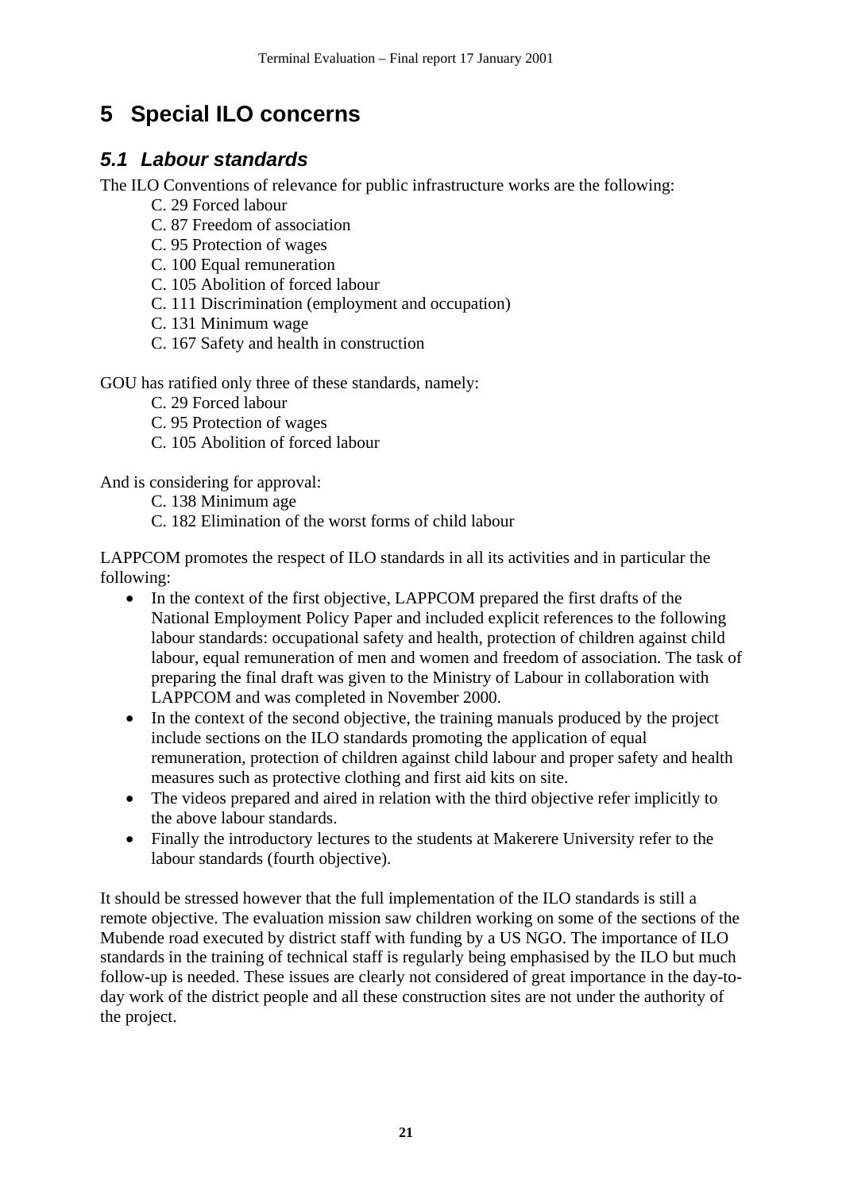# 5 Special ILO concerns

## *5.1 Labour standards*

The ILO Conventions of relevance for public infrastructure works are the following:

C. 29 Forced labour
C. 87 Freedom of association
C. 95 Protection of wages
C. 100 Equal remuneration
C. 105 Abolition of forced labour
C. 111 Discrimination (employment and occupation)
C. 131 Minimum wage
C. 167 Safety and health in construction

GOU has ratified only three of these standards, namely:

C. 29 Forced labour
C. 95 Protection of wages
C. 105 Abolition of forced labour

And is considering for approval:

C. 138 Minimum age
C. 182 Elimination of the worst forms of child labour

LAPPCOM promotes the respect of ILO standards in all its activities and in particular the following:

- In the context of the first objective, LAPPCOM prepared the first drafts of the National Employment Policy Paper and included explicit references to the following labour standards: occupational safety and health, protection of children against child labour, equal remuneration of men and women and freedom of association. The task of preparing the final draft was given to the Ministry of Labour in collaboration with LAPPCOM and was completed in November 2000.
- In the context of the second objective, the training manuals produced by the project include sections on the ILO standards promoting the application of equal remuneration, protection of children against child labour and proper safety and health measures such as protective clothing and first aid kits on site.
- The videos prepared and aired in relation with the third objective refer implicitly to the above labour standards.
- Finally the introductory lectures to the students at Makerere University refer to the labour standards (fourth objective).

It should be stressed however that the full implementation of the ILO standards is still a remote objective. The evaluation mission saw children working on some of the sections of the Mubende road executed by district staff with funding by a US NGO. The importance of ILO standards in the training of technical staff is regularly being emphasised by the ILO but much follow-up is needed. These issues are clearly not considered of great importance in the day-to-day work of the district people and all these construction sites are not under the authority of the project.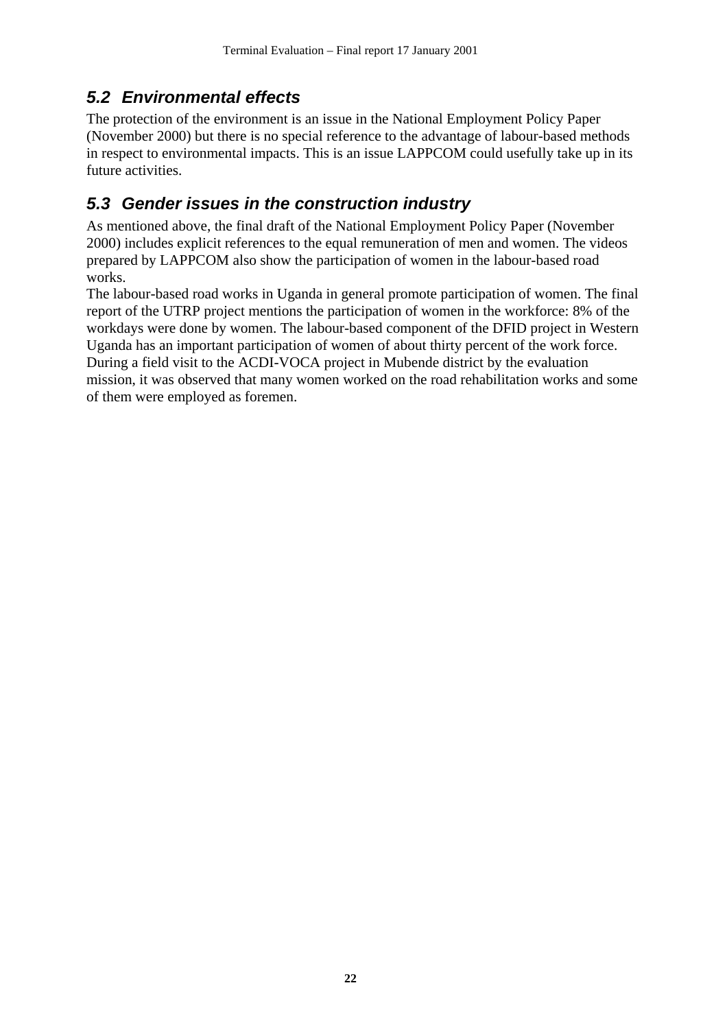## 5.2 Environmental effects

The protection of the environment is an issue in the National Employment Policy Paper (November 2000) but there is no special reference to the advantage of labour-based methods in respect to environmental impacts. This is an issue LAPPCOM could usefully take up in its future activities.

## 5.3 Gender issues in the construction industry

As mentioned above, the final draft of the National Employment Policy Paper (November 2000) includes explicit references to the equal remuneration of men and women. The videos prepared by LAPPCOM also show the participation of women in the labour-based road works.

The labour-based road works in Uganda in general promote participation of women. The final report of the UTRP project mentions the participation of women in the workforce: 8% of the workdays were done by women. The labour-based component of the DFID project in Western Uganda has an important participation of women of about thirty percent of the work force. During a field visit to the ACDI-VOCA project in Mubende district by the evaluation mission, it was observed that many women worked on the road rehabilitation works and some of them were employed as foremen.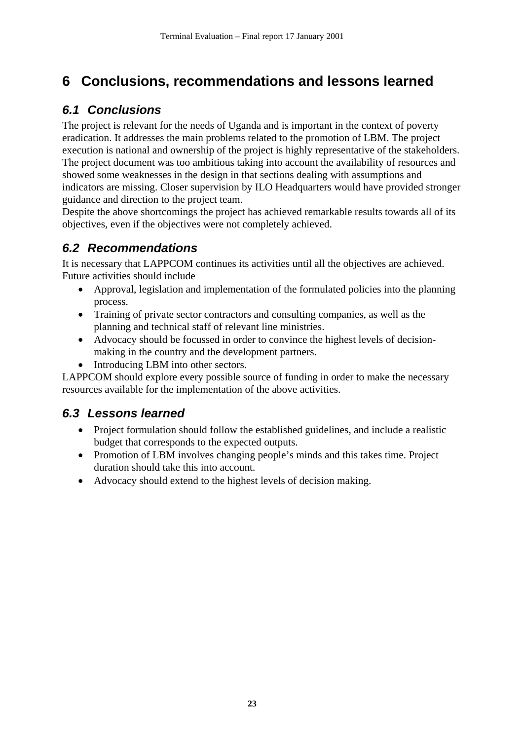# 6 Conclusions, recommendations and lessons learned

## *6.1 Conclusions*

The project is relevant for the needs of Uganda and is important in the context of poverty eradication. It addresses the main problems related to the promotion of LBM. The project execution is national and ownership of the project is highly representative of the stakeholders. The project document was too ambitious taking into account the availability of resources and showed some weaknesses in the design in that sections dealing with assumptions and indicators are missing. Closer supervision by ILO Headquarters would have provided stronger guidance and direction to the project team.

Despite the above shortcomings the project has achieved remarkable results towards all of its objectives, even if the objectives were not completely achieved.

## *6.2 Recommendations*

It is necessary that LAPPCOM continues its activities until all the objectives are achieved. Future activities should include

- Approval, legislation and implementation of the formulated policies into the planning process.
- Training of private sector contractors and consulting companies, as well as the planning and technical staff of relevant line ministries.
- Advocacy should be focussed in order to convince the highest levels of decision-making in the country and the development partners.
- Introducing LBM into other sectors.

LAPPCOM should explore every possible source of funding in order to make the necessary resources available for the implementation of the above activities.

## *6.3 Lessons learned*

- Project formulation should follow the established guidelines, and include a realistic budget that corresponds to the expected outputs.
- Promotion of LBM involves changing people's minds and this takes time. Project duration should take this into account.
- Advocacy should extend to the highest levels of decision making.